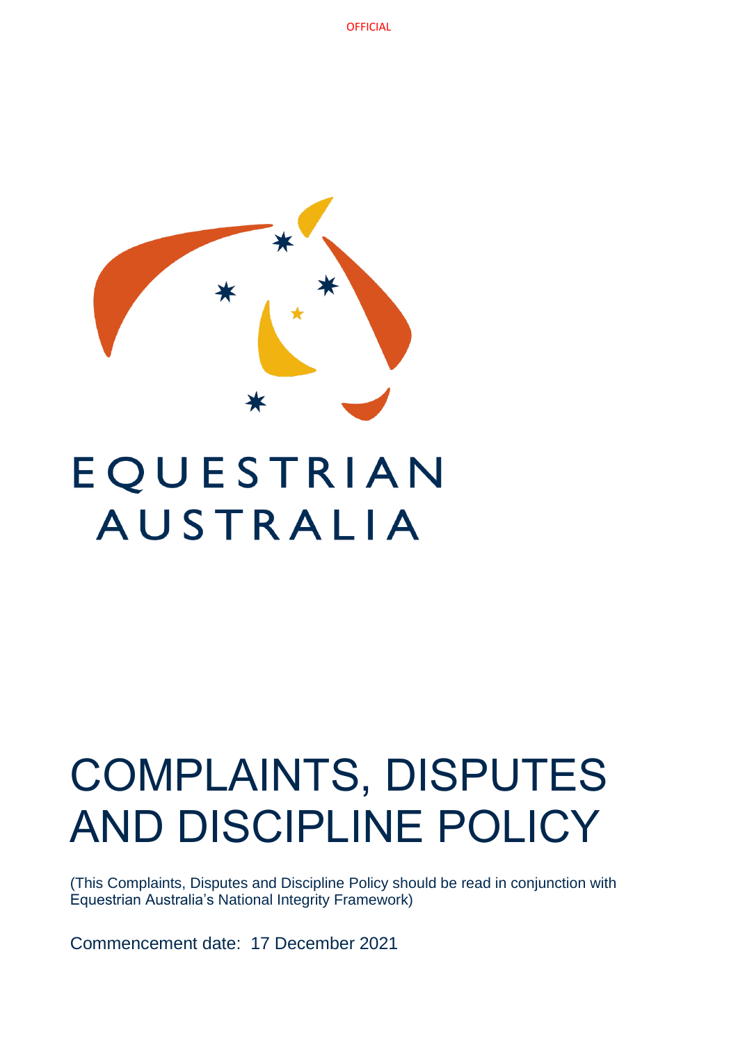OFFICIAL

EQUESTRIAN AUSTRALIA

# COMPLAINTS, DISPUTES AND DISCIPLINE POLICY

(This Complaints, Disputes and Discipline Policy should be read in conjunction with Equestrian Australia's National Integrity Framework)

Commencement date: 17 December 2021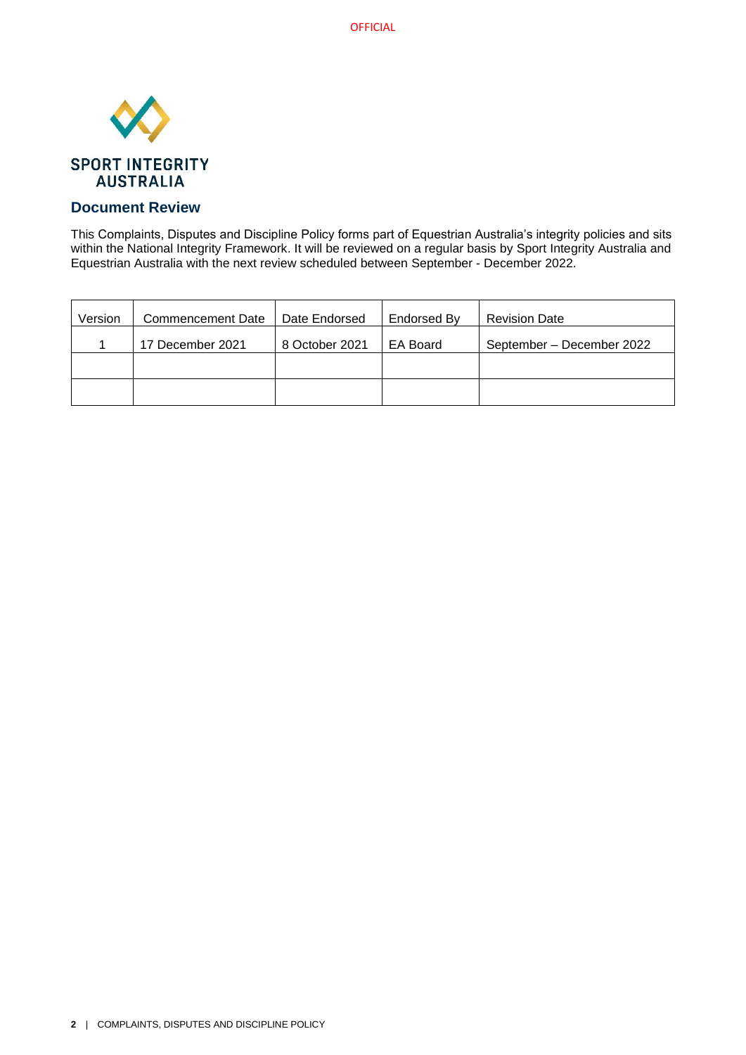## Document Review

This Complaints, Disputes and Discipline Policy forms part of Equestrian Australia's integrity policies and sits within the National Integrity Framework. It will be reviewed on a regular basis by Sport Integrity Australia and Equestrian Australia with the next review scheduled between September - December 2022.

| Version | Commencement Date | Date Endorsed | Endorsed By | Revision Date |
|---|---|---|---|---|
| 1 | 17 December 2021 | 8 October 2021 | EA Board | September – December 2022 |
| | | | | |
| | | | | |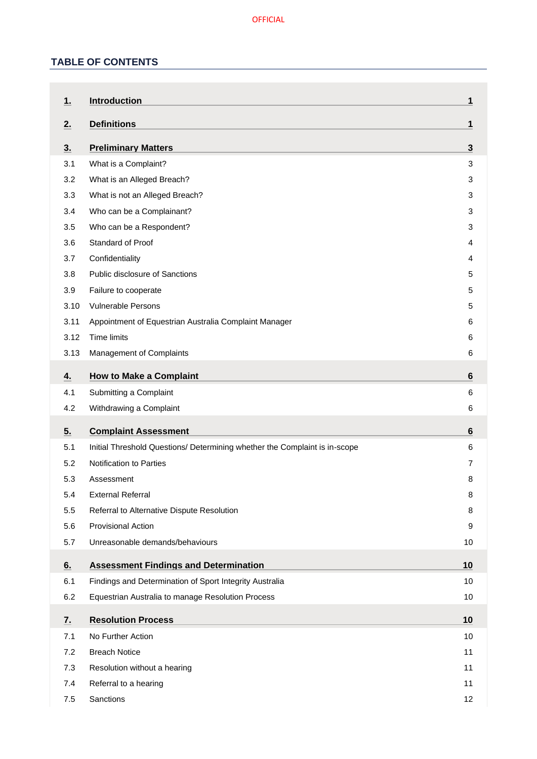## TABLE OF CONTENTS

| | | |
|---|---|---|
| **1.** | **Introduction** | **1** |
| **2.** | **Definitions** | **1** |
| **3.** | **Preliminary Matters** | **3** |
| 3.1 | What is a Complaint? | 3 |
| 3.2 | What is an Alleged Breach? | 3 |
| 3.3 | What is not an Alleged Breach? | 3 |
| 3.4 | Who can be a Complainant? | 3 |
| 3.5 | Who can be a Respondent? | 3 |
| 3.6 | Standard of Proof | 4 |
| 3.7 | Confidentiality | 4 |
| 3.8 | Public disclosure of Sanctions | 5 |
| 3.9 | Failure to cooperate | 5 |
| 3.10 | Vulnerable Persons | 5 |
| 3.11 | Appointment of Equestrian Australia Complaint Manager | 6 |
| 3.12 | Time limits | 6 |
| 3.13 | Management of Complaints | 6 |
| **4.** | **How to Make a Complaint** | **6** |
| 4.1 | Submitting a Complaint | 6 |
| 4.2 | Withdrawing a Complaint | 6 |
| **5.** | **Complaint Assessment** | **6** |
| 5.1 | Initial Threshold Questions/ Determining whether the Complaint is in-scope | 6 |
| 5.2 | Notification to Parties | 7 |
| 5.3 | Assessment | 8 |
| 5.4 | External Referral | 8 |
| 5.5 | Referral to Alternative Dispute Resolution | 8 |
| 5.6 | Provisional Action | 9 |
| 5.7 | Unreasonable demands/behaviours | 10 |
| **6.** | **Assessment Findings and Determination** | **10** |
| 6.1 | Findings and Determination of Sport Integrity Australia | 10 |
| 6.2 | Equestrian Australia to manage Resolution Process | 10 |
| **7.** | **Resolution Process** | **10** |
| 7.1 | No Further Action | 10 |
| 7.2 | Breach Notice | 11 |
| 7.3 | Resolution without a hearing | 11 |
| 7.4 | Referral to a hearing | 11 |
| 7.5 | Sanctions | 12 |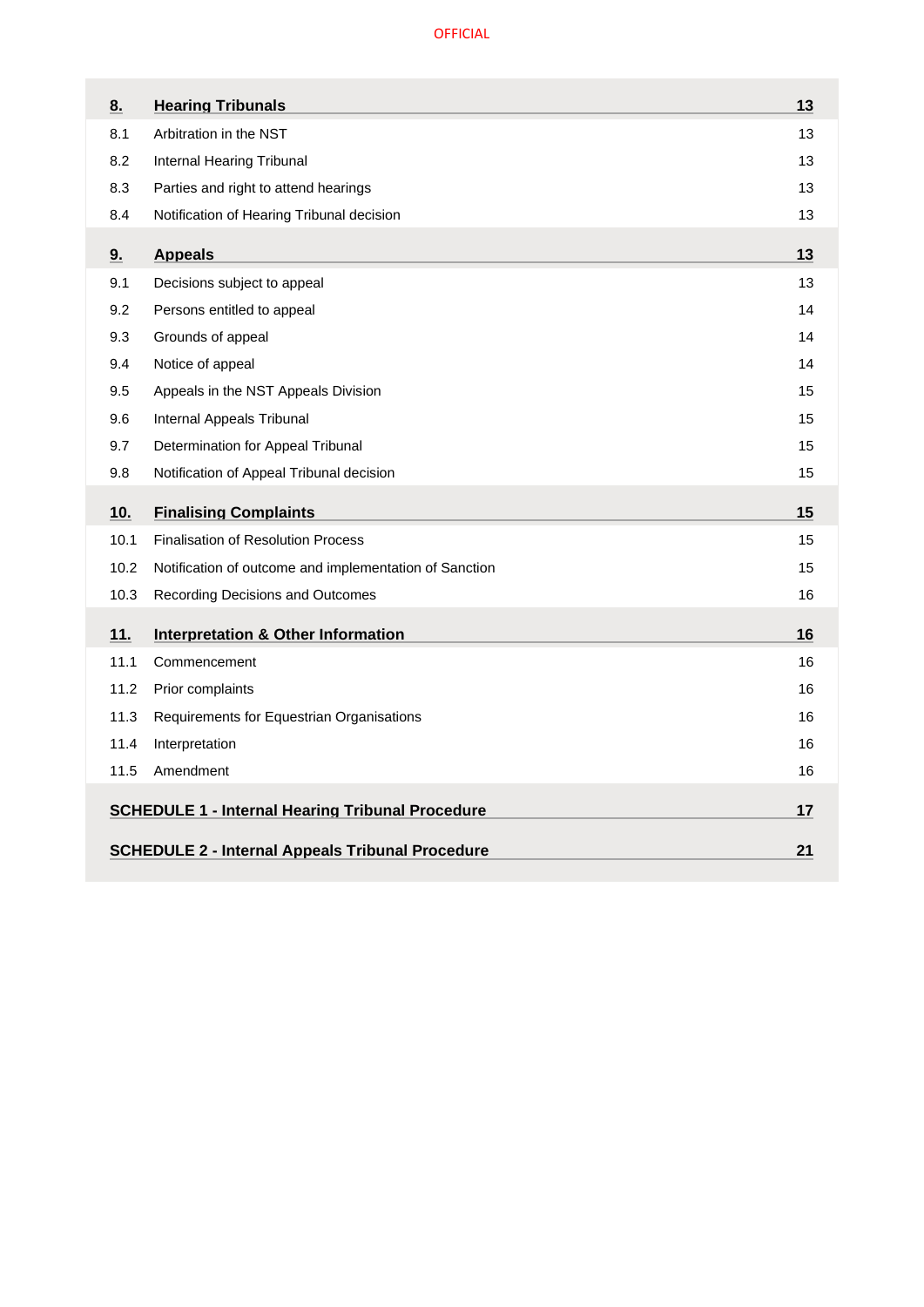| | | |
|---|---|---|
| **8.** | **Hearing Tribunals** | **13** |
| 8.1 | Arbitration in the NST | 13 |
| 8.2 | Internal Hearing Tribunal | 13 |
| 8.3 | Parties and right to attend hearings | 13 |
| 8.4 | Notification of Hearing Tribunal decision | 13 |
| **9.** | **Appeals** | **13** |
| 9.1 | Decisions subject to appeal | 13 |
| 9.2 | Persons entitled to appeal | 14 |
| 9.3 | Grounds of appeal | 14 |
| 9.4 | Notice of appeal | 14 |
| 9.5 | Appeals in the NST Appeals Division | 15 |
| 9.6 | Internal Appeals Tribunal | 15 |
| 9.7 | Determination for Appeal Tribunal | 15 |
| 9.8 | Notification of Appeal Tribunal decision | 15 |
| **10.** | **Finalising Complaints** | **15** |
| 10.1 | Finalisation of Resolution Process | 15 |
| 10.2 | Notification of outcome and implementation of Sanction | 15 |
| 10.3 | Recording Decisions and Outcomes | 16 |
| **11.** | **Interpretation & Other Information** | **16** |
| 11.1 | Commencement | 16 |
| 11.2 | Prior complaints | 16 |
| 11.3 | Requirements for Equestrian Organisations | 16 |
| 11.4 | Interpretation | 16 |
| 11.5 | Amendment | 16 |
| **SCHEDULE 1 - Internal Hearing Tribunal Procedure** | | **17** |
| **SCHEDULE 2 - Internal Appeals Tribunal Procedure** | | **21** |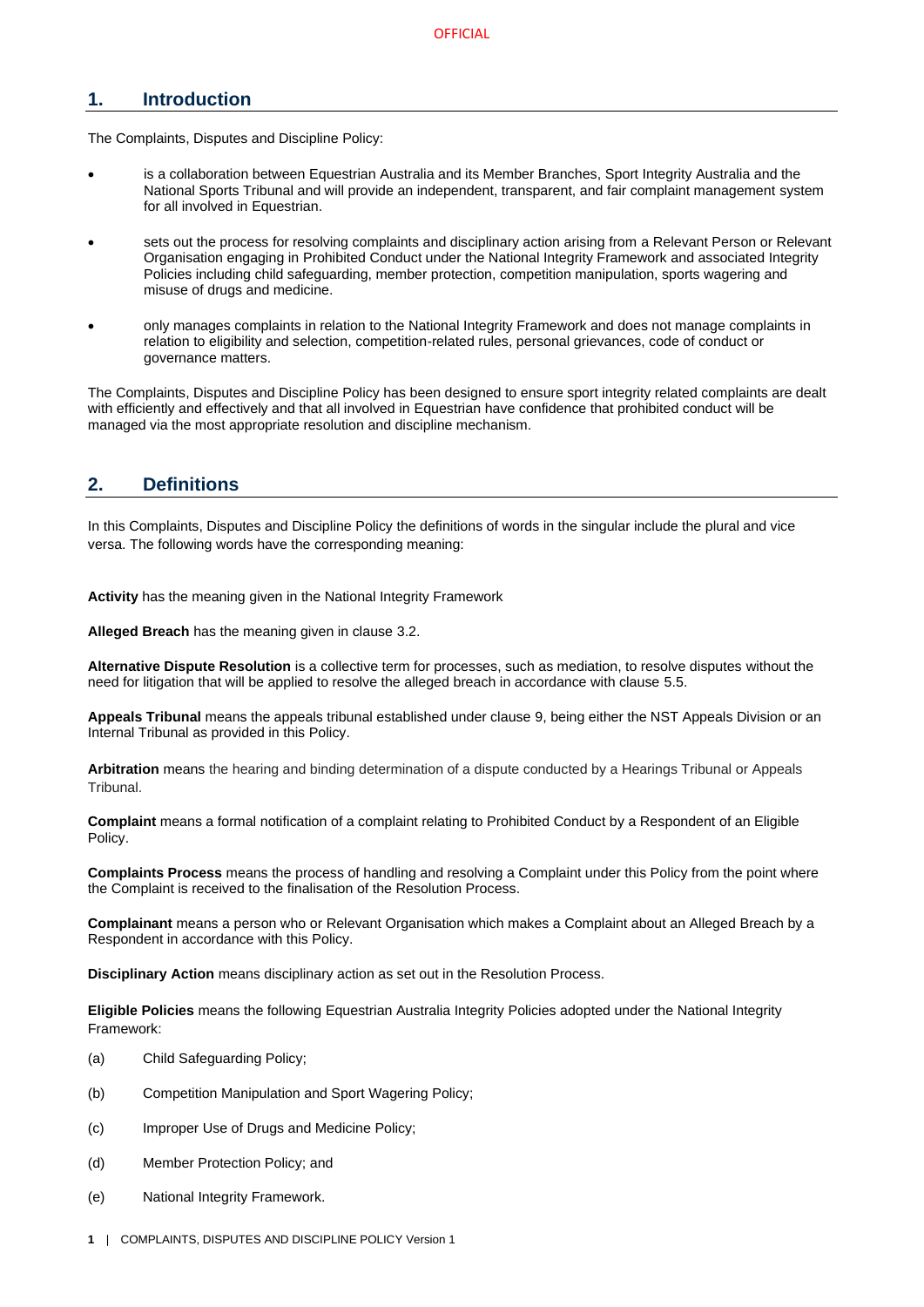## 1. Introduction

The Complaints, Disputes and Discipline Policy:

- is a collaboration between Equestrian Australia and its Member Branches, Sport Integrity Australia and the National Sports Tribunal and will provide an independent, transparent, and fair complaint management system for all involved in Equestrian.
- sets out the process for resolving complaints and disciplinary action arising from a Relevant Person or Relevant Organisation engaging in Prohibited Conduct under the National Integrity Framework and associated Integrity Policies including child safeguarding, member protection, competition manipulation, sports wagering and misuse of drugs and medicine.
- only manages complaints in relation to the National Integrity Framework and does not manage complaints in relation to eligibility and selection, competition-related rules, personal grievances, code of conduct or governance matters.

The Complaints, Disputes and Discipline Policy has been designed to ensure sport integrity related complaints are dealt with efficiently and effectively and that all involved in Equestrian have confidence that prohibited conduct will be managed via the most appropriate resolution and discipline mechanism.

## 2. Definitions

In this Complaints, Disputes and Discipline Policy the definitions of words in the singular include the plural and vice versa. The following words have the corresponding meaning:

**Activity** has the meaning given in the National Integrity Framework

**Alleged Breach** has the meaning given in clause 3.2.

**Alternative Dispute Resolution** is a collective term for processes, such as mediation, to resolve disputes without the need for litigation that will be applied to resolve the alleged breach in accordance with clause 5.5.

**Appeals Tribunal** means the appeals tribunal established under clause 9, being either the NST Appeals Division or an Internal Tribunal as provided in this Policy.

**Arbitration** means the hearing and binding determination of a dispute conducted by a Hearings Tribunal or Appeals Tribunal.

**Complaint** means a formal notification of a complaint relating to Prohibited Conduct by a Respondent of an Eligible Policy.

**Complaints Process** means the process of handling and resolving a Complaint under this Policy from the point where the Complaint is received to the finalisation of the Resolution Process.

**Complainant** means a person who or Relevant Organisation which makes a Complaint about an Alleged Breach by a Respondent in accordance with this Policy.

**Disciplinary Action** means disciplinary action as set out in the Resolution Process.

**Eligible Policies** means the following Equestrian Australia Integrity Policies adopted under the National Integrity Framework:

(a) Child Safeguarding Policy;

(b) Competition Manipulation and Sport Wagering Policy;

(c) Improper Use of Drugs and Medicine Policy;

(d) Member Protection Policy; and

(e) National Integrity Framework.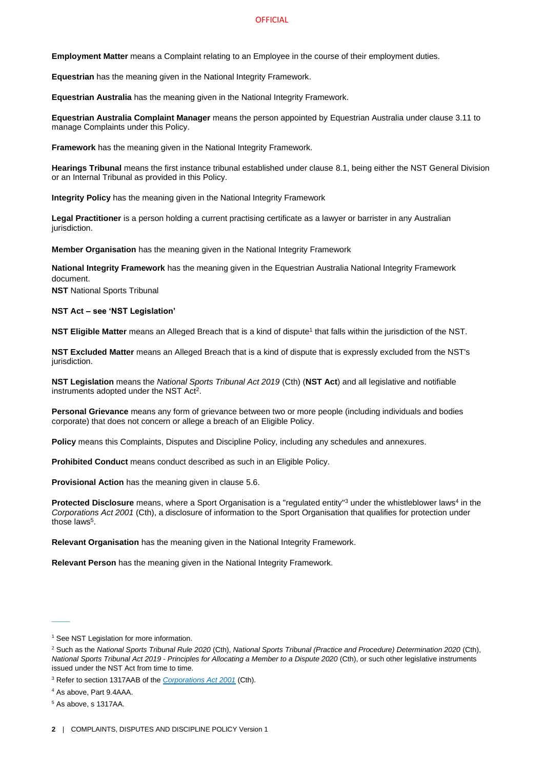**Employment Matter** means a Complaint relating to an Employee in the course of their employment duties.

**Equestrian** has the meaning given in the National Integrity Framework.

**Equestrian Australia** has the meaning given in the National Integrity Framework.

**Equestrian Australia Complaint Manager** means the person appointed by Equestrian Australia under clause 3.11 to manage Complaints under this Policy.

**Framework** has the meaning given in the National Integrity Framework.

**Hearings Tribunal** means the first instance tribunal established under clause 8.1, being either the NST General Division or an Internal Tribunal as provided in this Policy.

**Integrity Policy** has the meaning given in the National Integrity Framework

**Legal Practitioner** is a person holding a current practising certificate as a lawyer or barrister in any Australian jurisdiction.

**Member Organisation** has the meaning given in the National Integrity Framework

**National Integrity Framework** has the meaning given in the Equestrian Australia National Integrity Framework document.

**NST** National Sports Tribunal

**NST Act – see 'NST Legislation'**

**NST Eligible Matter** means an Alleged Breach that is a kind of dispute[1] that falls within the jurisdiction of the NST.

**NST Excluded Matter** means an Alleged Breach that is a kind of dispute that is expressly excluded from the NST's jurisdiction.

**NST Legislation** means the *National Sports Tribunal Act 2019* (Cth) (**NST Act**) and all legislative and notifiable instruments adopted under the NST Act[2].

**Personal Grievance** means any form of grievance between two or more people (including individuals and bodies corporate) that does not concern or allege a breach of an Eligible Policy.

**Policy** means this Complaints, Disputes and Discipline Policy, including any schedules and annexures.

**Prohibited Conduct** means conduct described as such in an Eligible Policy.

**Provisional Action** has the meaning given in clause 5.6.

**Protected Disclosure** means, where a Sport Organisation is a "regulated entity"[3] under the whistleblower laws[4] in the *Corporations Act 2001* (Cth), a disclosure of information to the Sport Organisation that qualifies for protection under those laws[5].

**Relevant Organisation** has the meaning given in the National Integrity Framework.

**Relevant Person** has the meaning given in the National Integrity Framework.

---

[1] See NST Legislation for more information.

[2] Such as the *National Sports Tribunal Rule 2020* (Cth), *National Sports Tribunal (Practice and Procedure) Determination 2020* (Cth), *National Sports Tribunal Act 2019 - Principles for Allocating a Member to a Dispute 2020* (Cth), or such other legislative instruments issued under the NST Act from time to time.

[3] Refer to section 1317AAB of the *Corporations Act 2001* (Cth).

[4] As above, Part 9.4AAA.

[5] As above, s 1317AA.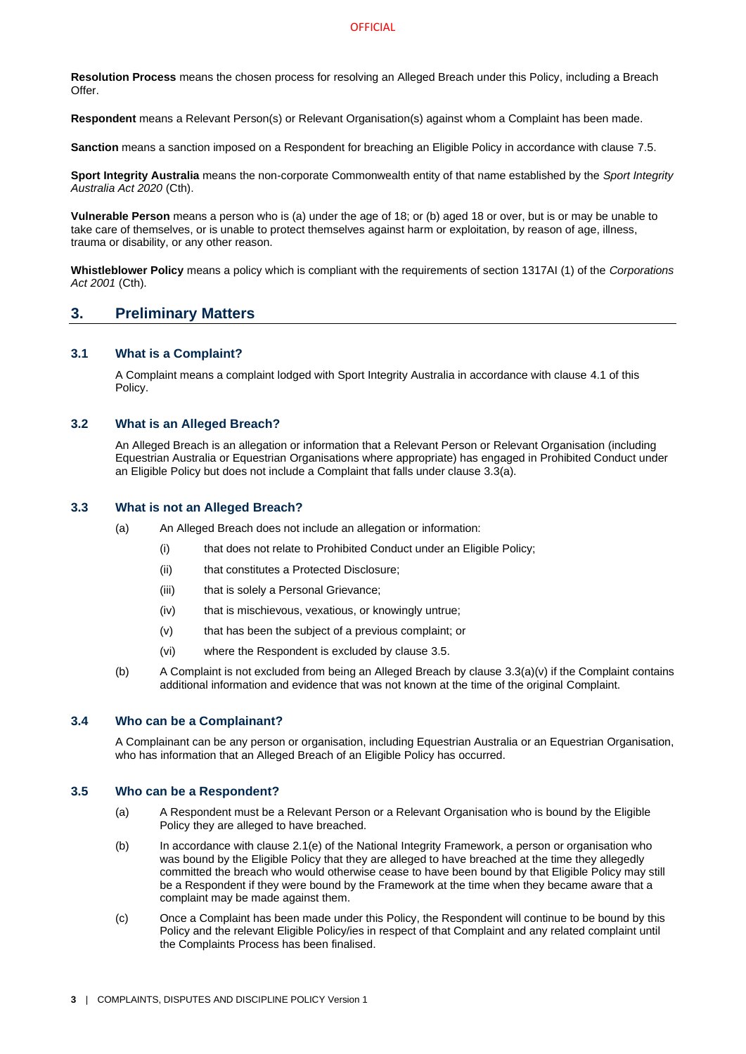**Resolution Process** means the chosen process for resolving an Alleged Breach under this Policy, including a Breach Offer.

**Respondent** means a Relevant Person(s) or Relevant Organisation(s) against whom a Complaint has been made.

**Sanction** means a sanction imposed on a Respondent for breaching an Eligible Policy in accordance with clause 7.5.

**Sport Integrity Australia** means the non-corporate Commonwealth entity of that name established by the *Sport Integrity Australia Act 2020* (Cth).

**Vulnerable Person** means a person who is (a) under the age of 18; or (b) aged 18 or over, but is or may be unable to take care of themselves, or is unable to protect themselves against harm or exploitation, by reason of age, illness, trauma or disability, or any other reason.

**Whistleblower Policy** means a policy which is compliant with the requirements of section 1317AI (1) of the *Corporations Act 2001* (Cth).

## 3. Preliminary Matters

### 3.1 What is a Complaint?

A Complaint means a complaint lodged with Sport Integrity Australia in accordance with clause 4.1 of this Policy.

### 3.2 What is an Alleged Breach?

An Alleged Breach is an allegation or information that a Relevant Person or Relevant Organisation (including Equestrian Australia or Equestrian Organisations where appropriate) has engaged in Prohibited Conduct under an Eligible Policy but does not include a Complaint that falls under clause 3.3(a).

### 3.3 What is not an Alleged Breach?

(a) An Alleged Breach does not include an allegation or information:

   (i) that does not relate to Prohibited Conduct under an Eligible Policy;

   (ii) that constitutes a Protected Disclosure;

   (iii) that is solely a Personal Grievance;

   (iv) that is mischievous, vexatious, or knowingly untrue;

   (v) that has been the subject of a previous complaint; or

   (vi) where the Respondent is excluded by clause 3.5.

(b) A Complaint is not excluded from being an Alleged Breach by clause 3.3(a)(v) if the Complaint contains additional information and evidence that was not known at the time of the original Complaint.

### 3.4 Who can be a Complainant?

A Complainant can be any person or organisation, including Equestrian Australia or an Equestrian Organisation, who has information that an Alleged Breach of an Eligible Policy has occurred.

### 3.5 Who can be a Respondent?

(a) A Respondent must be a Relevant Person or a Relevant Organisation who is bound by the Eligible Policy they are alleged to have breached.

(b) In accordance with clause 2.1(e) of the National Integrity Framework, a person or organisation who was bound by the Eligible Policy that they are alleged to have breached at the time they allegedly committed the breach who would otherwise cease to have been bound by that Eligible Policy may still be a Respondent if they were bound by the Framework at the time when they became aware that a complaint may be made against them.

(c) Once a Complaint has been made under this Policy, the Respondent will continue to be bound by this Policy and the relevant Eligible Policy/ies in respect of that Complaint and any related complaint until the Complaints Process has been finalised.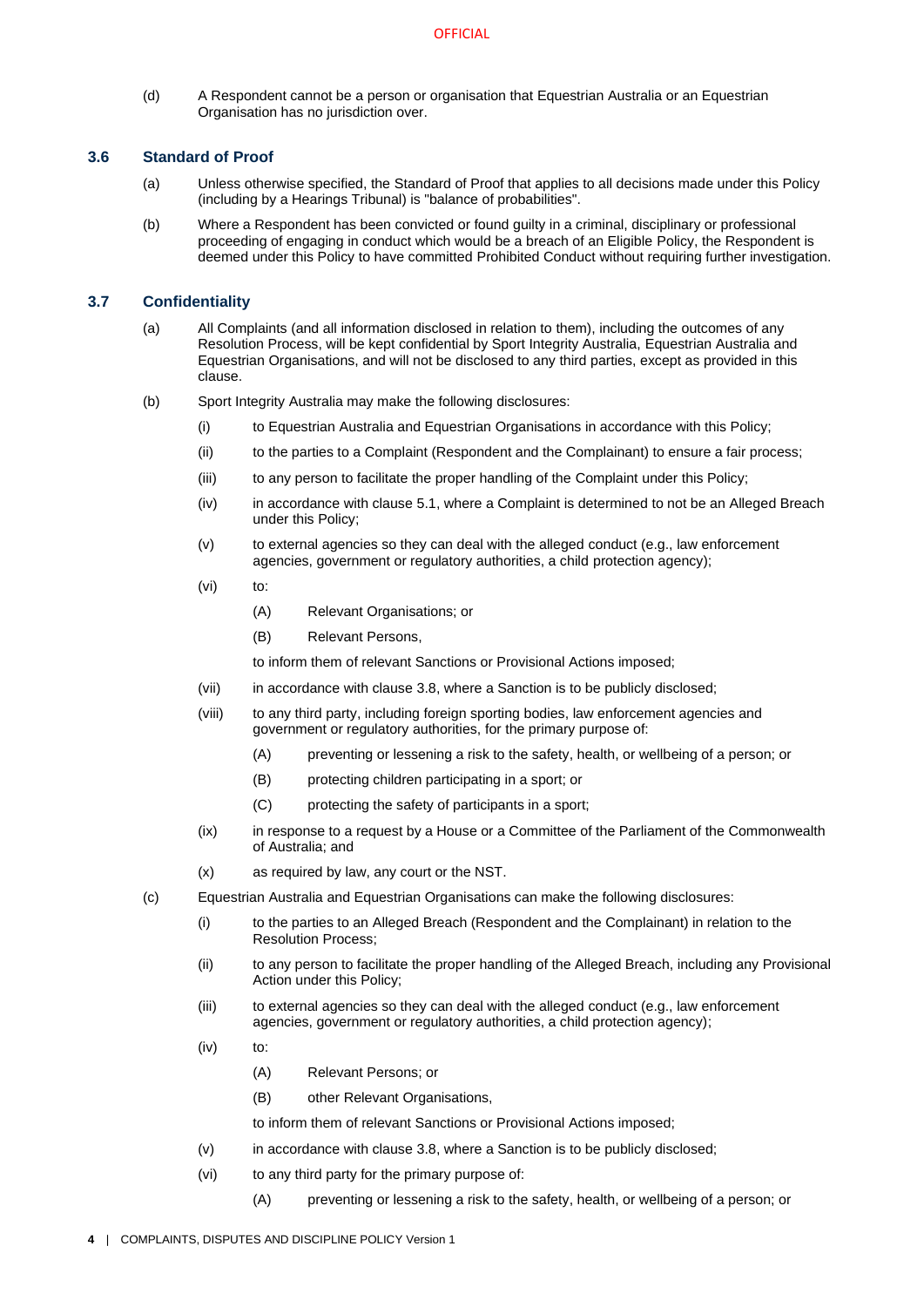(d) A Respondent cannot be a person or organisation that Equestrian Australia or an Equestrian Organisation has no jurisdiction over.

### 3.6 Standard of Proof

(a) Unless otherwise specified, the Standard of Proof that applies to all decisions made under this Policy (including by a Hearings Tribunal) is "balance of probabilities".

(b) Where a Respondent has been convicted or found guilty in a criminal, disciplinary or professional proceeding of engaging in conduct which would be a breach of an Eligible Policy, the Respondent is deemed under this Policy to have committed Prohibited Conduct without requiring further investigation.

### 3.7 Confidentiality

(a) All Complaints (and all information disclosed in relation to them), including the outcomes of any Resolution Process, will be kept confidential by Sport Integrity Australia, Equestrian Australia and Equestrian Organisations, and will not be disclosed to any third parties, except as provided in this clause.

(b) Sport Integrity Australia may make the following disclosures:

- (i) to Equestrian Australia and Equestrian Organisations in accordance with this Policy;
- (ii) to the parties to a Complaint (Respondent and the Complainant) to ensure a fair process;
- (iii) to any person to facilitate the proper handling of the Complaint under this Policy;
- (iv) in accordance with clause 5.1, where a Complaint is determined to not be an Alleged Breach under this Policy;
- (v) to external agencies so they can deal with the alleged conduct (e.g., law enforcement agencies, government or regulatory authorities, a child protection agency);
- (vi) to:
  - (A) Relevant Organisations; or
  - (B) Relevant Persons,

  to inform them of relevant Sanctions or Provisional Actions imposed;
- (vii) in accordance with clause 3.8, where a Sanction is to be publicly disclosed;
- (viii) to any third party, including foreign sporting bodies, law enforcement agencies and government or regulatory authorities, for the primary purpose of:
  - (A) preventing or lessening a risk to the safety, health, or wellbeing of a person; or
  - (B) protecting children participating in a sport; or
  - (C) protecting the safety of participants in a sport;
- (ix) in response to a request by a House or a Committee of the Parliament of the Commonwealth of Australia; and
- (x) as required by law, any court or the NST.

(c) Equestrian Australia and Equestrian Organisations can make the following disclosures:

- (i) to the parties to an Alleged Breach (Respondent and the Complainant) in relation to the Resolution Process;
- (ii) to any person to facilitate the proper handling of the Alleged Breach, including any Provisional Action under this Policy;
- (iii) to external agencies so they can deal with the alleged conduct (e.g., law enforcement agencies, government or regulatory authorities, a child protection agency);
- (iv) to:
  - (A) Relevant Persons; or
  - (B) other Relevant Organisations,

  to inform them of relevant Sanctions or Provisional Actions imposed;
- (v) in accordance with clause 3.8, where a Sanction is to be publicly disclosed;
- (vi) to any third party for the primary purpose of:
  - (A) preventing or lessening a risk to the safety, health, or wellbeing of a person; or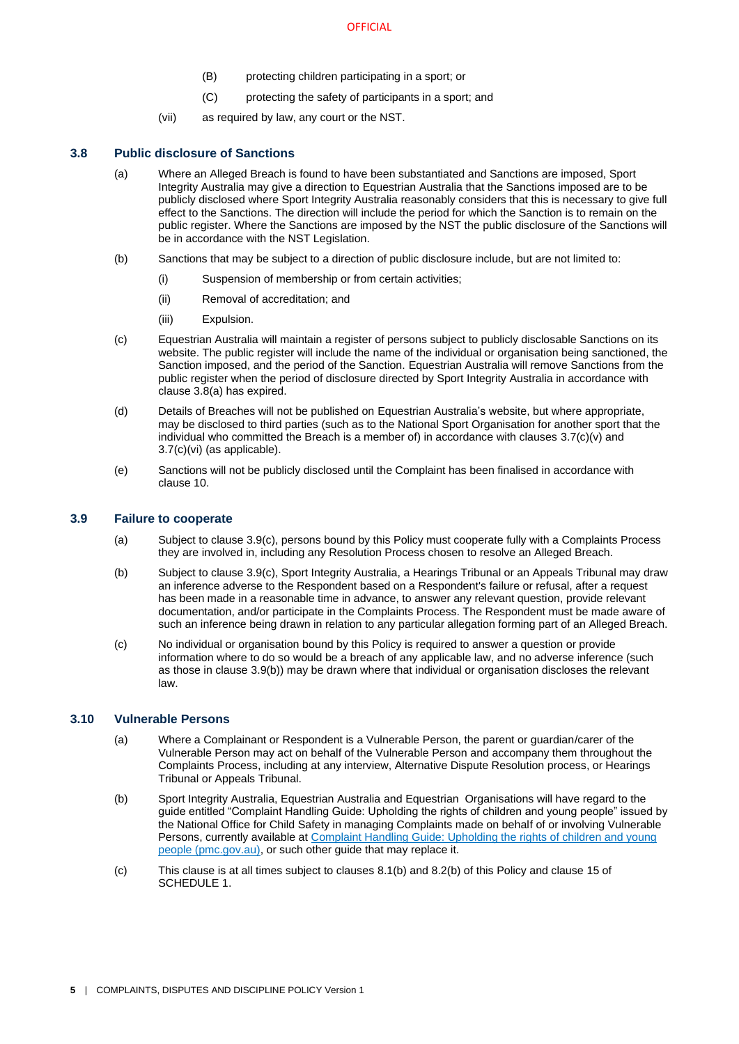(B) protecting children participating in a sport; or

(C) protecting the safety of participants in a sport; and

(vii) as required by law, any court or the NST.

### 3.8 Public disclosure of Sanctions

(a) Where an Alleged Breach is found to have been substantiated and Sanctions are imposed, Sport Integrity Australia may give a direction to Equestrian Australia that the Sanctions imposed are to be publicly disclosed where Sport Integrity Australia reasonably considers that this is necessary to give full effect to the Sanctions. The direction will include the period for which the Sanction is to remain on the public register. Where the Sanctions are imposed by the NST the public disclosure of the Sanctions will be in accordance with the NST Legislation.

(b) Sanctions that may be subject to a direction of public disclosure include, but are not limited to:

(i) Suspension of membership or from certain activities;

(ii) Removal of accreditation; and

(iii) Expulsion.

(c) Equestrian Australia will maintain a register of persons subject to publicly disclosable Sanctions on its website. The public register will include the name of the individual or organisation being sanctioned, the Sanction imposed, and the period of the Sanction. Equestrian Australia will remove Sanctions from the public register when the period of disclosure directed by Sport Integrity Australia in accordance with clause 3.8(a) has expired.

(d) Details of Breaches will not be published on Equestrian Australia's website, but where appropriate, may be disclosed to third parties (such as to the National Sport Organisation for another sport that the individual who committed the Breach is a member of) in accordance with clauses 3.7(c)(v) and 3.7(c)(vi) (as applicable).

(e) Sanctions will not be publicly disclosed until the Complaint has been finalised in accordance with clause 10.

### 3.9 Failure to cooperate

(a) Subject to clause 3.9(c), persons bound by this Policy must cooperate fully with a Complaints Process they are involved in, including any Resolution Process chosen to resolve an Alleged Breach.

(b) Subject to clause 3.9(c), Sport Integrity Australia, a Hearings Tribunal or an Appeals Tribunal may draw an inference adverse to the Respondent based on a Respondent's failure or refusal, after a request has been made in a reasonable time in advance, to answer any relevant question, provide relevant documentation, and/or participate in the Complaints Process. The Respondent must be made aware of such an inference being drawn in relation to any particular allegation forming part of an Alleged Breach.

(c) No individual or organisation bound by this Policy is required to answer a question or provide information where to do so would be a breach of any applicable law, and no adverse inference (such as those in clause 3.9(b)) may be drawn where that individual or organisation discloses the relevant law.

### 3.10 Vulnerable Persons

(a) Where a Complainant or Respondent is a Vulnerable Person, the parent or guardian/carer of the Vulnerable Person may act on behalf of the Vulnerable Person and accompany them throughout the Complaints Process, including at any interview, Alternative Dispute Resolution process, or Hearings Tribunal or Appeals Tribunal.

(b) Sport Integrity Australia, Equestrian Australia and Equestrian Organisations will have regard to the guide entitled "Complaint Handling Guide: Upholding the rights of children and young people" issued by the National Office for Child Safety in managing Complaints made on behalf of or involving Vulnerable Persons, currently available at [Complaint Handling Guide: Upholding the rights of children and young people (pmc.gov.au)](), or such other guide that may replace it.

(c) This clause is at all times subject to clauses 8.1(b) and 8.2(b) of this Policy and clause 15 of SCHEDULE 1.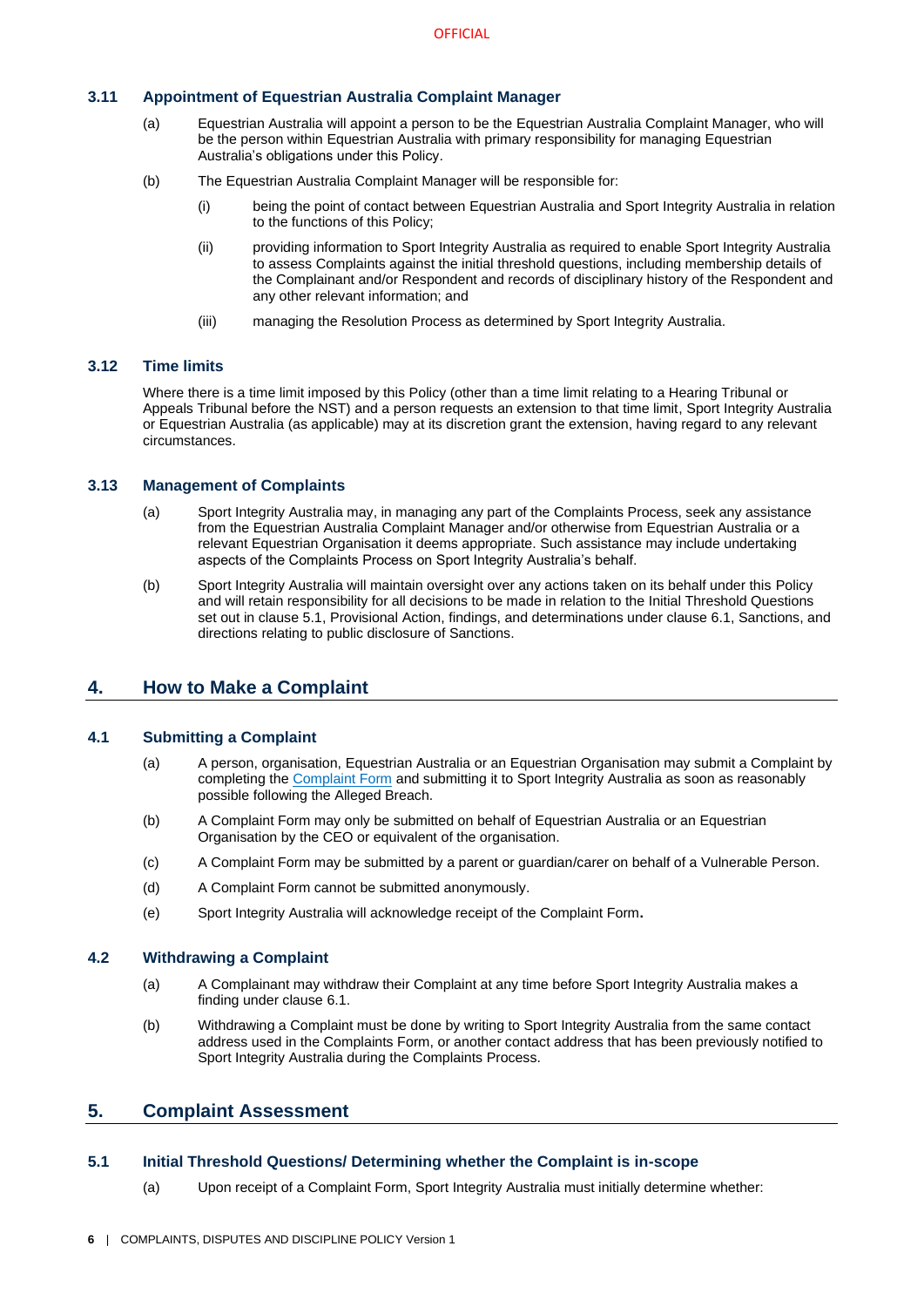### 3.11 Appointment of Equestrian Australia Complaint Manager

(a) Equestrian Australia will appoint a person to be the Equestrian Australia Complaint Manager, who will be the person within Equestrian Australia with primary responsibility for managing Equestrian Australia's obligations under this Policy.

(b) The Equestrian Australia Complaint Manager will be responsible for:

   (i) being the point of contact between Equestrian Australia and Sport Integrity Australia in relation to the functions of this Policy;

   (ii) providing information to Sport Integrity Australia as required to enable Sport Integrity Australia to assess Complaints against the initial threshold questions, including membership details of the Complainant and/or Respondent and records of disciplinary history of the Respondent and any other relevant information; and

   (iii) managing the Resolution Process as determined by Sport Integrity Australia.

### 3.12 Time limits

Where there is a time limit imposed by this Policy (other than a time limit relating to a Hearing Tribunal or Appeals Tribunal before the NST) and a person requests an extension to that time limit, Sport Integrity Australia or Equestrian Australia (as applicable) may at its discretion grant the extension, having regard to any relevant circumstances.

### 3.13 Management of Complaints

(a) Sport Integrity Australia may, in managing any part of the Complaints Process, seek any assistance from the Equestrian Australia Complaint Manager and/or otherwise from Equestrian Australia or a relevant Equestrian Organisation it deems appropriate. Such assistance may include undertaking aspects of the Complaints Process on Sport Integrity Australia's behalf.

(b) Sport Integrity Australia will maintain oversight over any actions taken on its behalf under this Policy and will retain responsibility for all decisions to be made in relation to the Initial Threshold Questions set out in clause 5.1, Provisional Action, findings, and determinations under clause 6.1, Sanctions, and directions relating to public disclosure of Sanctions.

## 4. How to Make a Complaint

### 4.1 Submitting a Complaint

(a) A person, organisation, Equestrian Australia or an Equestrian Organisation may submit a Complaint by completing the Complaint Form and submitting it to Sport Integrity Australia as soon as reasonably possible following the Alleged Breach.

(b) A Complaint Form may only be submitted on behalf of Equestrian Australia or an Equestrian Organisation by the CEO or equivalent of the organisation.

(c) A Complaint Form may be submitted by a parent or guardian/carer on behalf of a Vulnerable Person.

(d) A Complaint Form cannot be submitted anonymously.

(e) Sport Integrity Australia will acknowledge receipt of the Complaint Form**.**

### 4.2 Withdrawing a Complaint

(a) A Complainant may withdraw their Complaint at any time before Sport Integrity Australia makes a finding under clause 6.1.

(b) Withdrawing a Complaint must be done by writing to Sport Integrity Australia from the same contact address used in the Complaints Form, or another contact address that has been previously notified to Sport Integrity Australia during the Complaints Process.

## 5. Complaint Assessment

### 5.1 Initial Threshold Questions/ Determining whether the Complaint is in-scope

(a) Upon receipt of a Complaint Form, Sport Integrity Australia must initially determine whether: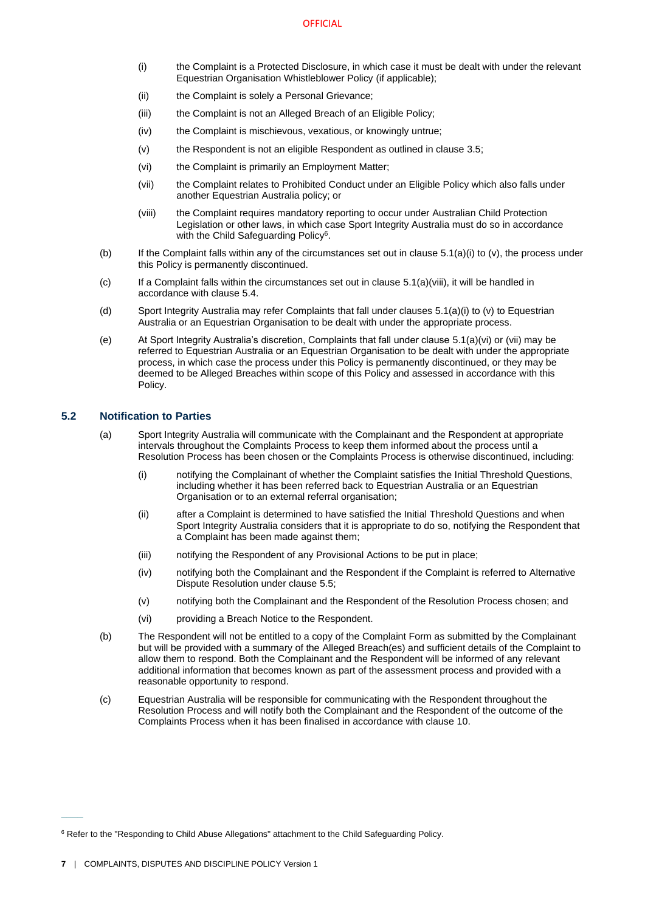(i) the Complaint is a Protected Disclosure, in which case it must be dealt with under the relevant Equestrian Organisation Whistleblower Policy (if applicable);

(ii) the Complaint is solely a Personal Grievance;

(iii) the Complaint is not an Alleged Breach of an Eligible Policy;

(iv) the Complaint is mischievous, vexatious, or knowingly untrue;

(v) the Respondent is not an eligible Respondent as outlined in clause 3.5;

(vi) the Complaint is primarily an Employment Matter;

(vii) the Complaint relates to Prohibited Conduct under an Eligible Policy which also falls under another Equestrian Australia policy; or

(viii) the Complaint requires mandatory reporting to occur under Australian Child Protection Legislation or other laws, in which case Sport Integrity Australia must do so in accordance with the Child Safeguarding Policy[6].

(b) If the Complaint falls within any of the circumstances set out in clause 5.1(a)(i) to (v), the process under this Policy is permanently discontinued.

(c) If a Complaint falls within the circumstances set out in clause 5.1(a)(viii), it will be handled in accordance with clause 5.4.

(d) Sport Integrity Australia may refer Complaints that fall under clauses 5.1(a)(i) to (v) to Equestrian Australia or an Equestrian Organisation to be dealt with under the appropriate process.

(e) At Sport Integrity Australia's discretion, Complaints that fall under clause 5.1(a)(vi) or (vii) may be referred to Equestrian Australia or an Equestrian Organisation to be dealt with under the appropriate process, in which case the process under this Policy is permanently discontinued, or they may be deemed to be Alleged Breaches within scope of this Policy and assessed in accordance with this Policy.

## 5.2 Notification to Parties

(a) Sport Integrity Australia will communicate with the Complainant and the Respondent at appropriate intervals throughout the Complaints Process to keep them informed about the process until a Resolution Process has been chosen or the Complaints Process is otherwise discontinued, including:

(i) notifying the Complainant of whether the Complaint satisfies the Initial Threshold Questions, including whether it has been referred back to Equestrian Australia or an Equestrian Organisation or to an external referral organisation;

(ii) after a Complaint is determined to have satisfied the Initial Threshold Questions and when Sport Integrity Australia considers that it is appropriate to do so, notifying the Respondent that a Complaint has been made against them;

(iii) notifying the Respondent of any Provisional Actions to be put in place;

(iv) notifying both the Complainant and the Respondent if the Complaint is referred to Alternative Dispute Resolution under clause 5.5;

(v) notifying both the Complainant and the Respondent of the Resolution Process chosen; and

(vi) providing a Breach Notice to the Respondent.

(b) The Respondent will not be entitled to a copy of the Complaint Form as submitted by the Complainant but will be provided with a summary of the Alleged Breach(es) and sufficient details of the Complaint to allow them to respond. Both the Complainant and the Respondent will be informed of any relevant additional information that becomes known as part of the assessment process and provided with a reasonable opportunity to respond.

(c) Equestrian Australia will be responsible for communicating with the Respondent throughout the Resolution Process and will notify both the Complainant and the Respondent of the outcome of the Complaints Process when it has been finalised in accordance with clause 10.

---

[6] Refer to the "Responding to Child Abuse Allegations" attachment to the Child Safeguarding Policy.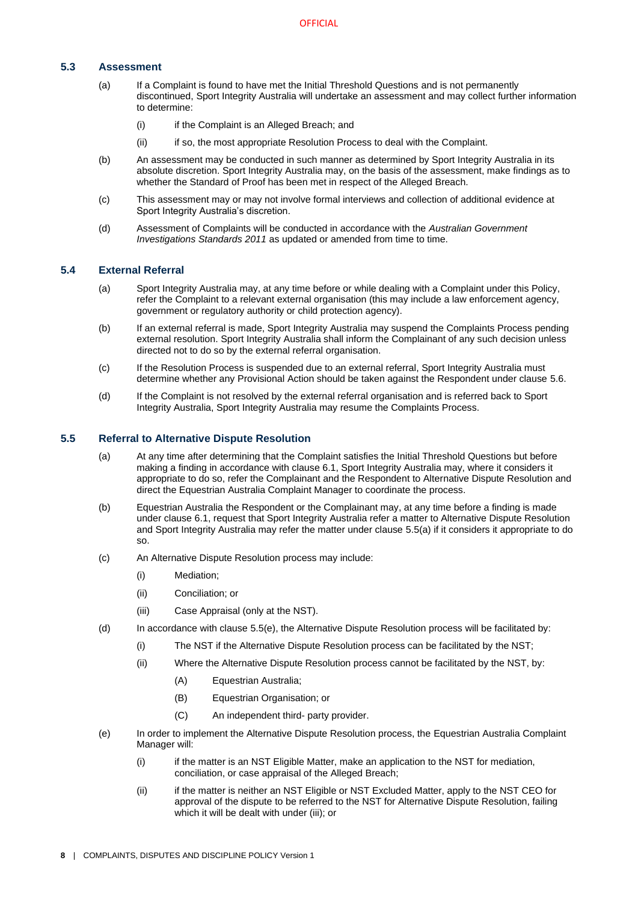### 5.3 Assessment

(a) If a Complaint is found to have met the Initial Threshold Questions and is not permanently discontinued, Sport Integrity Australia will undertake an assessment and may collect further information to determine:

(i) if the Complaint is an Alleged Breach; and

(ii) if so, the most appropriate Resolution Process to deal with the Complaint.

(b) An assessment may be conducted in such manner as determined by Sport Integrity Australia in its absolute discretion. Sport Integrity Australia may, on the basis of the assessment, make findings as to whether the Standard of Proof has been met in respect of the Alleged Breach.

(c) This assessment may or may not involve formal interviews and collection of additional evidence at Sport Integrity Australia's discretion.

(d) Assessment of Complaints will be conducted in accordance with the *Australian Government Investigations Standards 2011* as updated or amended from time to time.

### 5.4 External Referral

(a) Sport Integrity Australia may, at any time before or while dealing with a Complaint under this Policy, refer the Complaint to a relevant external organisation (this may include a law enforcement agency, government or regulatory authority or child protection agency).

(b) If an external referral is made, Sport Integrity Australia may suspend the Complaints Process pending external resolution. Sport Integrity Australia shall inform the Complainant of any such decision unless directed not to do so by the external referral organisation.

(c) If the Resolution Process is suspended due to an external referral, Sport Integrity Australia must determine whether any Provisional Action should be taken against the Respondent under clause 5.6.

(d) If the Complaint is not resolved by the external referral organisation and is referred back to Sport Integrity Australia, Sport Integrity Australia may resume the Complaints Process.

### 5.5 Referral to Alternative Dispute Resolution

(a) At any time after determining that the Complaint satisfies the Initial Threshold Questions but before making a finding in accordance with clause 6.1, Sport Integrity Australia may, where it considers it appropriate to do so, refer the Complainant and the Respondent to Alternative Dispute Resolution and direct the Equestrian Australia Complaint Manager to coordinate the process.

(b) Equestrian Australia the Respondent or the Complainant may, at any time before a finding is made under clause 6.1, request that Sport Integrity Australia refer a matter to Alternative Dispute Resolution and Sport Integrity Australia may refer the matter under clause 5.5(a) if it considers it appropriate to do so.

(c) An Alternative Dispute Resolution process may include:

(i) Mediation;

(ii) Conciliation; or

(iii) Case Appraisal (only at the NST).

(d) In accordance with clause 5.5(e), the Alternative Dispute Resolution process will be facilitated by:

(i) The NST if the Alternative Dispute Resolution process can be facilitated by the NST;

(ii) Where the Alternative Dispute Resolution process cannot be facilitated by the NST, by:

(A) Equestrian Australia;

(B) Equestrian Organisation; or

(C) An independent third- party provider.

(e) In order to implement the Alternative Dispute Resolution process, the Equestrian Australia Complaint Manager will:

(i) if the matter is an NST Eligible Matter, make an application to the NST for mediation, conciliation, or case appraisal of the Alleged Breach;

(ii) if the matter is neither an NST Eligible or NST Excluded Matter, apply to the NST CEO for approval of the dispute to be referred to the NST for Alternative Dispute Resolution, failing which it will be dealt with under (iii); or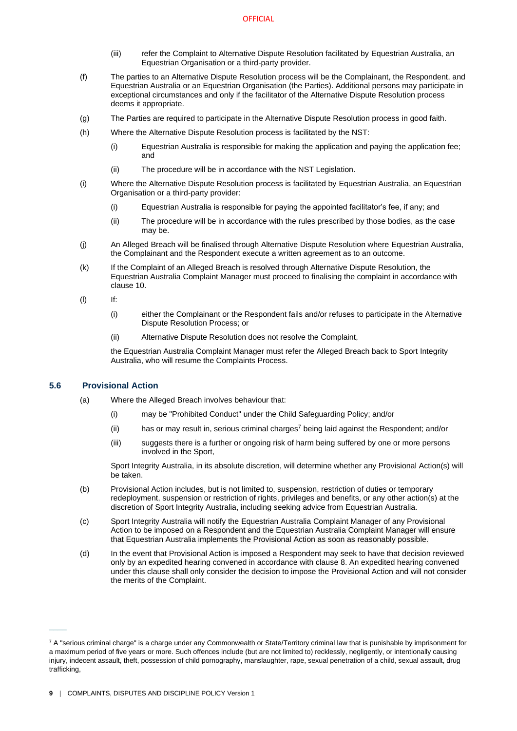(iii) refer the Complaint to Alternative Dispute Resolution facilitated by Equestrian Australia, an Equestrian Organisation or a third-party provider.

(f) The parties to an Alternative Dispute Resolution process will be the Complainant, the Respondent, and Equestrian Australia or an Equestrian Organisation (the Parties). Additional persons may participate in exceptional circumstances and only if the facilitator of the Alternative Dispute Resolution process deems it appropriate.

(g) The Parties are required to participate in the Alternative Dispute Resolution process in good faith.

(h) Where the Alternative Dispute Resolution process is facilitated by the NST:

(i) Equestrian Australia is responsible for making the application and paying the application fee; and

(ii) The procedure will be in accordance with the NST Legislation.

(i) Where the Alternative Dispute Resolution process is facilitated by Equestrian Australia, an Equestrian Organisation or a third-party provider:

(i) Equestrian Australia is responsible for paying the appointed facilitator's fee, if any; and

(ii) The procedure will be in accordance with the rules prescribed by those bodies, as the case may be.

(j) An Alleged Breach will be finalised through Alternative Dispute Resolution where Equestrian Australia, the Complainant and the Respondent execute a written agreement as to an outcome.

(k) If the Complaint of an Alleged Breach is resolved through Alternative Dispute Resolution, the Equestrian Australia Complaint Manager must proceed to finalising the complaint in accordance with clause 10.

(l) If:

(i) either the Complainant or the Respondent fails and/or refuses to participate in the Alternative Dispute Resolution Process; or

(ii) Alternative Dispute Resolution does not resolve the Complaint,

the Equestrian Australia Complaint Manager must refer the Alleged Breach back to Sport Integrity Australia, who will resume the Complaints Process.

### 5.6 Provisional Action

(a) Where the Alleged Breach involves behaviour that:

(i) may be "Prohibited Conduct" under the Child Safeguarding Policy; and/or

(ii) has or may result in, serious criminal charges[7] being laid against the Respondent; and/or

(iii) suggests there is a further or ongoing risk of harm being suffered by one or more persons involved in the Sport,

Sport Integrity Australia, in its absolute discretion, will determine whether any Provisional Action(s) will be taken.

(b) Provisional Action includes, but is not limited to, suspension, restriction of duties or temporary redeployment, suspension or restriction of rights, privileges and benefits, or any other action(s) at the discretion of Sport Integrity Australia, including seeking advice from Equestrian Australia.

(c) Sport Integrity Australia will notify the Equestrian Australia Complaint Manager of any Provisional Action to be imposed on a Respondent and the Equestrian Australia Complaint Manager will ensure that Equestrian Australia implements the Provisional Action as soon as reasonably possible.

(d) In the event that Provisional Action is imposed a Respondent may seek to have that decision reviewed only by an expedited hearing convened in accordance with clause 8. An expedited hearing convened under this clause shall only consider the decision to impose the Provisional Action and will not consider the merits of the Complaint.

---

[7] A "serious criminal charge" is a charge under any Commonwealth or State/Territory criminal law that is punishable by imprisonment for a maximum period of five years or more. Such offences include (but are not limited to) recklessly, negligently, or intentionally causing injury, indecent assault, theft, possession of child pornography, manslaughter, rape, sexual penetration of a child, sexual assault, drug trafficking,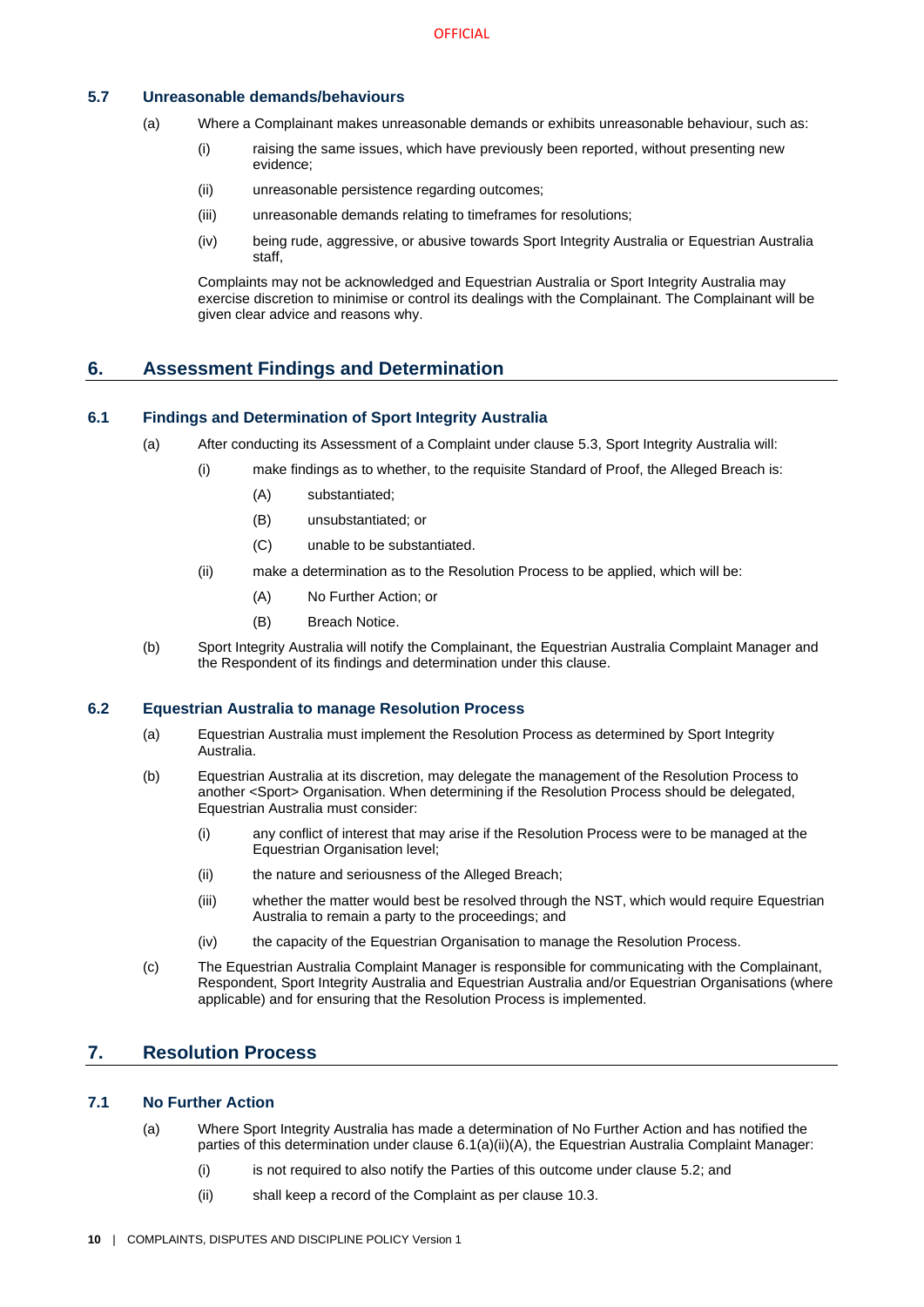### 5.7 Unreasonable demands/behaviours

(a) Where a Complainant makes unreasonable demands or exhibits unreasonable behaviour, such as:

  (i) raising the same issues, which have previously been reported, without presenting new evidence;

  (ii) unreasonable persistence regarding outcomes;

  (iii) unreasonable demands relating to timeframes for resolutions;

  (iv) being rude, aggressive, or abusive towards Sport Integrity Australia or Equestrian Australia staff,

  Complaints may not be acknowledged and Equestrian Australia or Sport Integrity Australia may exercise discretion to minimise or control its dealings with the Complainant. The Complainant will be given clear advice and reasons why.

## 6. Assessment Findings and Determination

### 6.1 Findings and Determination of Sport Integrity Australia

(a) After conducting its Assessment of a Complaint under clause 5.3, Sport Integrity Australia will:

  (i) make findings as to whether, to the requisite Standard of Proof, the Alleged Breach is:

    (A) substantiated;

    (B) unsubstantiated; or

    (C) unable to be substantiated.

  (ii) make a determination as to the Resolution Process to be applied, which will be:

    (A) No Further Action; or

    (B) Breach Notice.

(b) Sport Integrity Australia will notify the Complainant, the Equestrian Australia Complaint Manager and the Respondent of its findings and determination under this clause.

### 6.2 Equestrian Australia to manage Resolution Process

(a) Equestrian Australia must implement the Resolution Process as determined by Sport Integrity Australia.

(b) Equestrian Australia at its discretion, may delegate the management of the Resolution Process to another <Sport> Organisation. When determining if the Resolution Process should be delegated, Equestrian Australia must consider:

  (i) any conflict of interest that may arise if the Resolution Process were to be managed at the Equestrian Organisation level;

  (ii) the nature and seriousness of the Alleged Breach;

  (iii) whether the matter would best be resolved through the NST, which would require Equestrian Australia to remain a party to the proceedings; and

  (iv) the capacity of the Equestrian Organisation to manage the Resolution Process.

(c) The Equestrian Australia Complaint Manager is responsible for communicating with the Complainant, Respondent, Sport Integrity Australia and Equestrian Australia and/or Equestrian Organisations (where applicable) and for ensuring that the Resolution Process is implemented.

## 7. Resolution Process

### 7.1 No Further Action

(a) Where Sport Integrity Australia has made a determination of No Further Action and has notified the parties of this determination under clause 6.1(a)(ii)(A), the Equestrian Australia Complaint Manager:

  (i) is not required to also notify the Parties of this outcome under clause 5.2; and

  (ii) shall keep a record of the Complaint as per clause 10.3.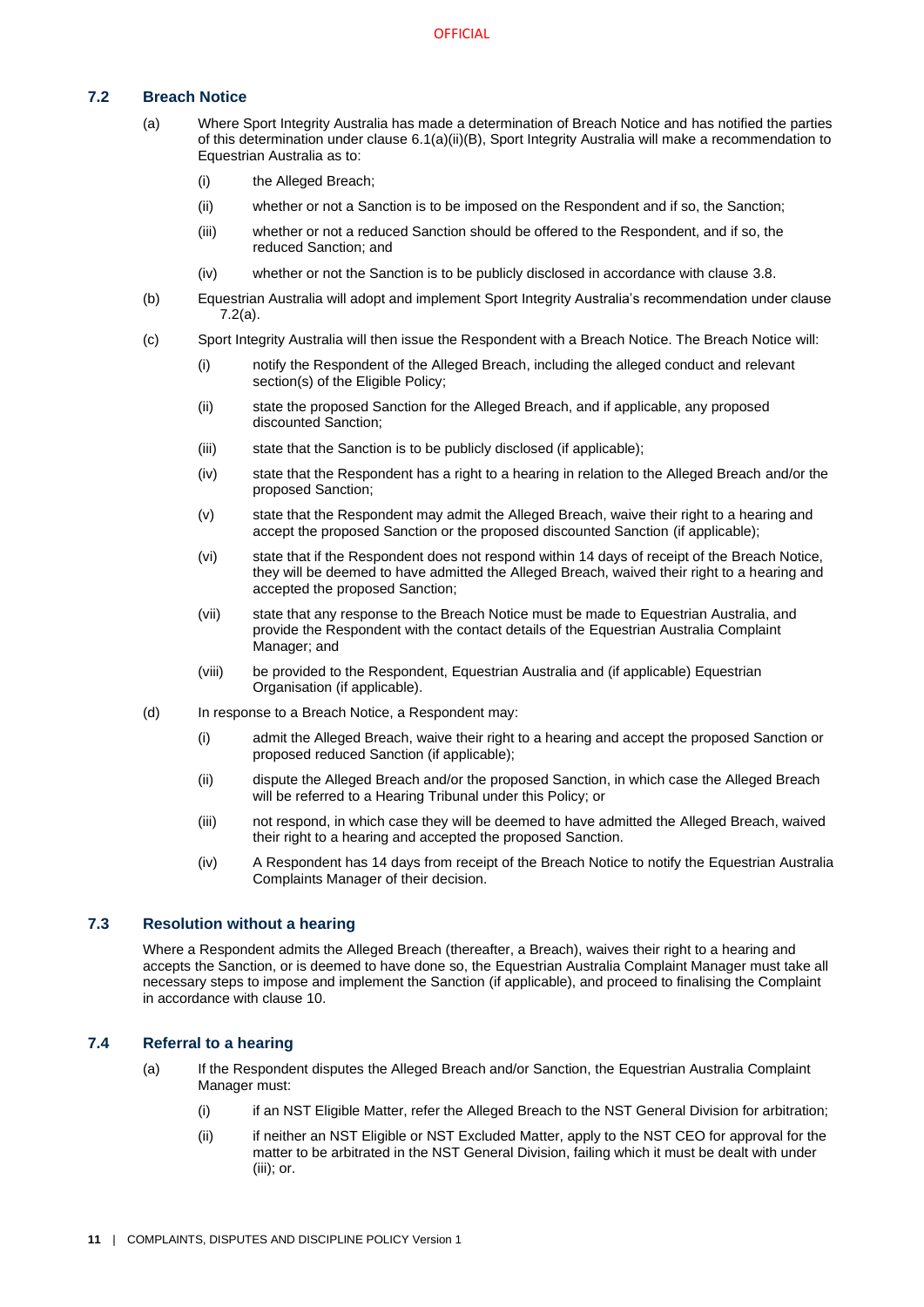### 7.2 Breach Notice

(a) Where Sport Integrity Australia has made a determination of Breach Notice and has notified the parties of this determination under clause 6.1(a)(ii)(B), Sport Integrity Australia will make a recommendation to Equestrian Australia as to:

(i) the Alleged Breach;

(ii) whether or not a Sanction is to be imposed on the Respondent and if so, the Sanction;

(iii) whether or not a reduced Sanction should be offered to the Respondent, and if so, the reduced Sanction; and

(iv) whether or not the Sanction is to be publicly disclosed in accordance with clause 3.8.

(b) Equestrian Australia will adopt and implement Sport Integrity Australia's recommendation under clause 7.2(a).

(c) Sport Integrity Australia will then issue the Respondent with a Breach Notice. The Breach Notice will:

(i) notify the Respondent of the Alleged Breach, including the alleged conduct and relevant section(s) of the Eligible Policy;

(ii) state the proposed Sanction for the Alleged Breach, and if applicable, any proposed discounted Sanction;

(iii) state that the Sanction is to be publicly disclosed (if applicable);

(iv) state that the Respondent has a right to a hearing in relation to the Alleged Breach and/or the proposed Sanction;

(v) state that the Respondent may admit the Alleged Breach, waive their right to a hearing and accept the proposed Sanction or the proposed discounted Sanction (if applicable);

(vi) state that if the Respondent does not respond within 14 days of receipt of the Breach Notice, they will be deemed to have admitted the Alleged Breach, waived their right to a hearing and accepted the proposed Sanction;

(vii) state that any response to the Breach Notice must be made to Equestrian Australia, and provide the Respondent with the contact details of the Equestrian Australia Complaint Manager; and

(viii) be provided to the Respondent, Equestrian Australia and (if applicable) Equestrian Organisation (if applicable).

(d) In response to a Breach Notice, a Respondent may:

(i) admit the Alleged Breach, waive their right to a hearing and accept the proposed Sanction or proposed reduced Sanction (if applicable);

(ii) dispute the Alleged Breach and/or the proposed Sanction, in which case the Alleged Breach will be referred to a Hearing Tribunal under this Policy; or

(iii) not respond, in which case they will be deemed to have admitted the Alleged Breach, waived their right to a hearing and accepted the proposed Sanction.

(iv) A Respondent has 14 days from receipt of the Breach Notice to notify the Equestrian Australia Complaints Manager of their decision.

### 7.3 Resolution without a hearing

Where a Respondent admits the Alleged Breach (thereafter, a Breach), waives their right to a hearing and accepts the Sanction, or is deemed to have done so, the Equestrian Australia Complaint Manager must take all necessary steps to impose and implement the Sanction (if applicable), and proceed to finalising the Complaint in accordance with clause 10.

### 7.4 Referral to a hearing

(a) If the Respondent disputes the Alleged Breach and/or Sanction, the Equestrian Australia Complaint Manager must:

(i) if an NST Eligible Matter, refer the Alleged Breach to the NST General Division for arbitration;

(ii) if neither an NST Eligible or NST Excluded Matter, apply to the NST CEO for approval for the matter to be arbitrated in the NST General Division, failing which it must be dealt with under (iii); or.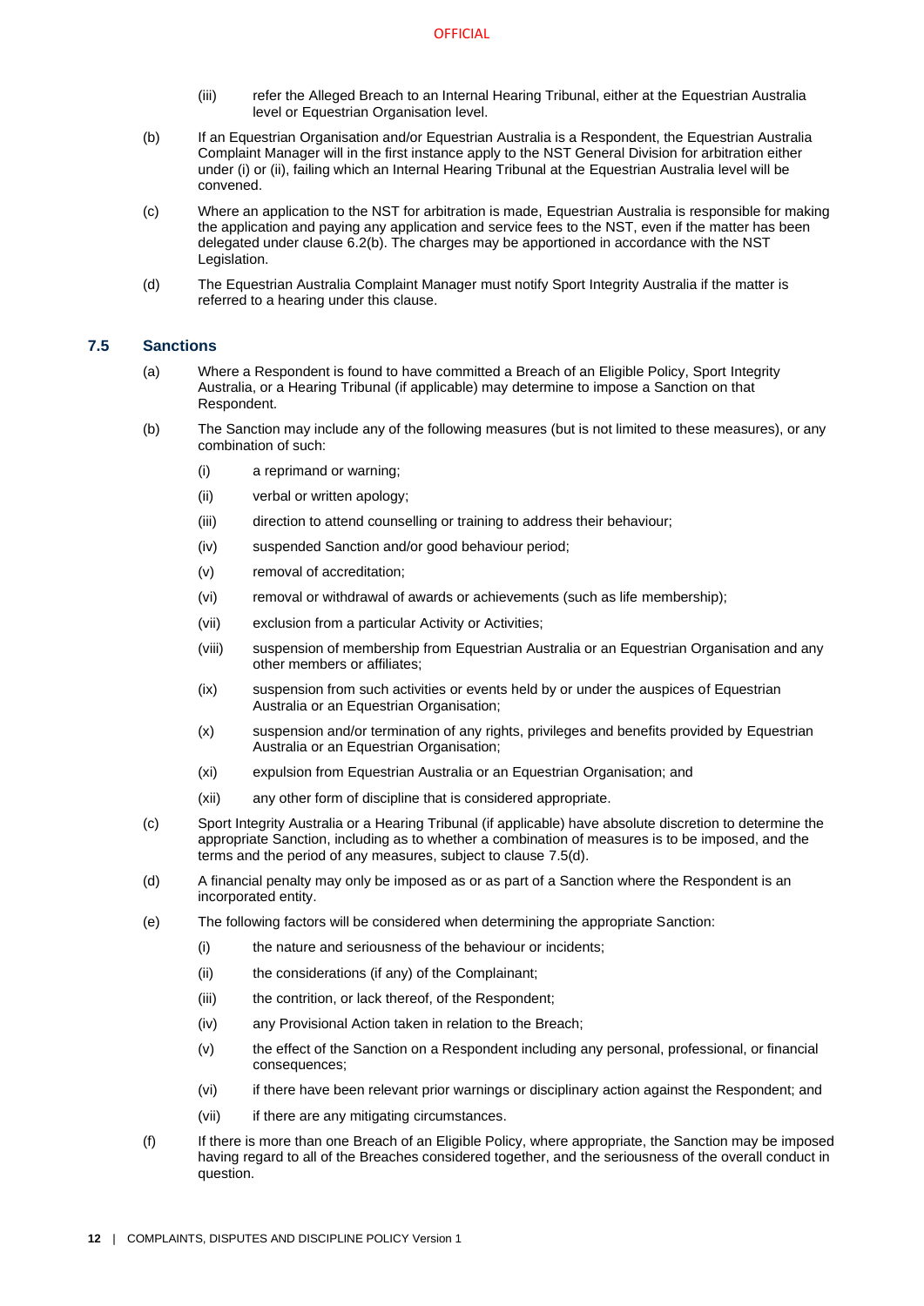(iii) refer the Alleged Breach to an Internal Hearing Tribunal, either at the Equestrian Australia level or Equestrian Organisation level.

(b) If an Equestrian Organisation and/or Equestrian Australia is a Respondent, the Equestrian Australia Complaint Manager will in the first instance apply to the NST General Division for arbitration either under (i) or (ii), failing which an Internal Hearing Tribunal at the Equestrian Australia level will be convened.

(c) Where an application to the NST for arbitration is made, Equestrian Australia is responsible for making the application and paying any application and service fees to the NST, even if the matter has been delegated under clause 6.2(b). The charges may be apportioned in accordance with the NST Legislation.

(d) The Equestrian Australia Complaint Manager must notify Sport Integrity Australia if the matter is referred to a hearing under this clause.

### 7.5 Sanctions

(a) Where a Respondent is found to have committed a Breach of an Eligible Policy, Sport Integrity Australia, or a Hearing Tribunal (if applicable) may determine to impose a Sanction on that Respondent.

(b) The Sanction may include any of the following measures (but is not limited to these measures), or any combination of such:

(i) a reprimand or warning;

(ii) verbal or written apology;

(iii) direction to attend counselling or training to address their behaviour;

(iv) suspended Sanction and/or good behaviour period;

(v) removal of accreditation;

(vi) removal or withdrawal of awards or achievements (such as life membership);

(vii) exclusion from a particular Activity or Activities;

(viii) suspension of membership from Equestrian Australia or an Equestrian Organisation and any other members or affiliates;

(ix) suspension from such activities or events held by or under the auspices of Equestrian Australia or an Equestrian Organisation;

(x) suspension and/or termination of any rights, privileges and benefits provided by Equestrian Australia or an Equestrian Organisation;

(xi) expulsion from Equestrian Australia or an Equestrian Organisation; and

(xii) any other form of discipline that is considered appropriate.

(c) Sport Integrity Australia or a Hearing Tribunal (if applicable) have absolute discretion to determine the appropriate Sanction, including as to whether a combination of measures is to be imposed, and the terms and the period of any measures, subject to clause 7.5(d).

(d) A financial penalty may only be imposed as or as part of a Sanction where the Respondent is an incorporated entity.

(e) The following factors will be considered when determining the appropriate Sanction:

(i) the nature and seriousness of the behaviour or incidents;

(ii) the considerations (if any) of the Complainant;

(iii) the contrition, or lack thereof, of the Respondent;

(iv) any Provisional Action taken in relation to the Breach;

(v) the effect of the Sanction on a Respondent including any personal, professional, or financial consequences;

(vi) if there have been relevant prior warnings or disciplinary action against the Respondent; and

(vii) if there are any mitigating circumstances.

(f) If there is more than one Breach of an Eligible Policy, where appropriate, the Sanction may be imposed having regard to all of the Breaches considered together, and the seriousness of the overall conduct in question.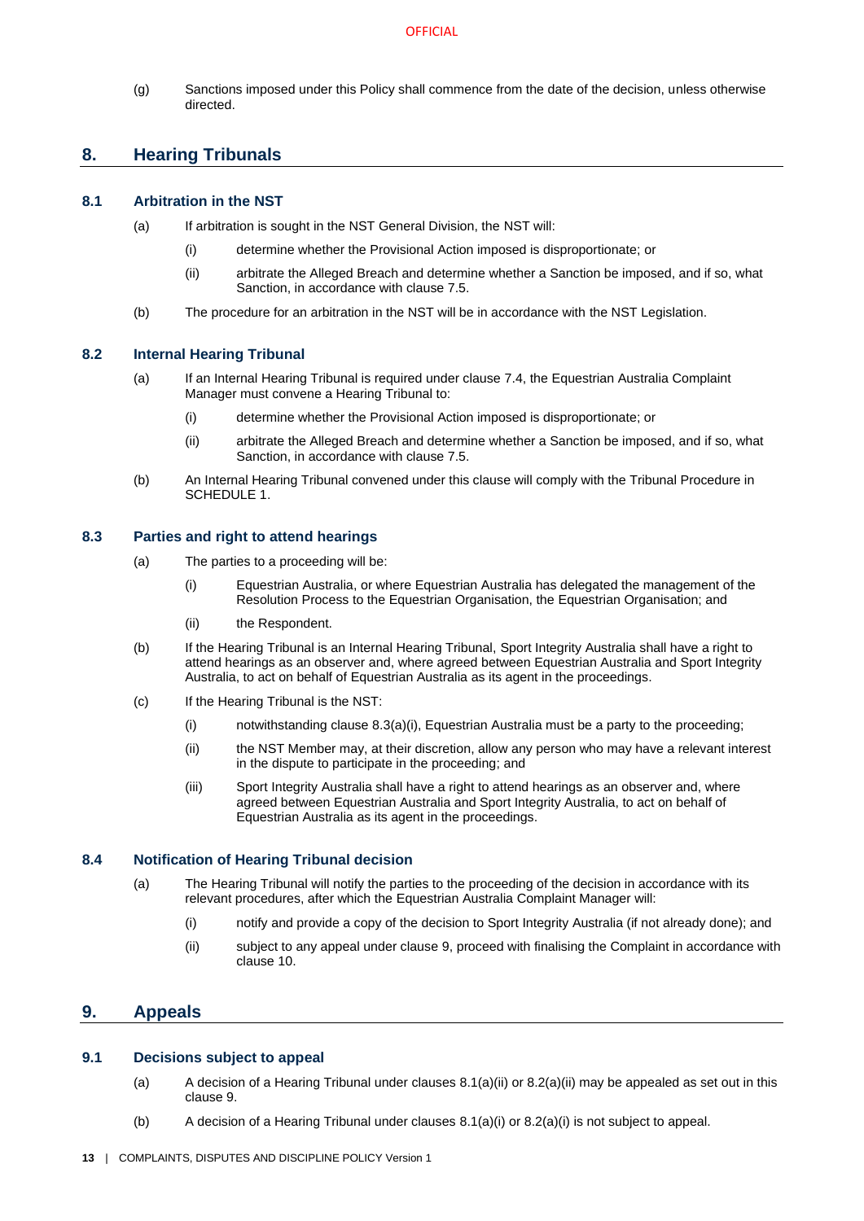(g) Sanctions imposed under this Policy shall commence from the date of the decision, unless otherwise directed.

## 8. Hearing Tribunals

### 8.1 Arbitration in the NST

(a) If arbitration is sought in the NST General Division, the NST will:

(i) determine whether the Provisional Action imposed is disproportionate; or

(ii) arbitrate the Alleged Breach and determine whether a Sanction be imposed, and if so, what Sanction, in accordance with clause 7.5.

(b) The procedure for an arbitration in the NST will be in accordance with the NST Legislation.

### 8.2 Internal Hearing Tribunal

(a) If an Internal Hearing Tribunal is required under clause 7.4, the Equestrian Australia Complaint Manager must convene a Hearing Tribunal to:

(i) determine whether the Provisional Action imposed is disproportionate; or

(ii) arbitrate the Alleged Breach and determine whether a Sanction be imposed, and if so, what Sanction, in accordance with clause 7.5.

(b) An Internal Hearing Tribunal convened under this clause will comply with the Tribunal Procedure in SCHEDULE 1.

### 8.3 Parties and right to attend hearings

(a) The parties to a proceeding will be:

(i) Equestrian Australia, or where Equestrian Australia has delegated the management of the Resolution Process to the Equestrian Organisation, the Equestrian Organisation; and

(ii) the Respondent.

(b) If the Hearing Tribunal is an Internal Hearing Tribunal, Sport Integrity Australia shall have a right to attend hearings as an observer and, where agreed between Equestrian Australia and Sport Integrity Australia, to act on behalf of Equestrian Australia as its agent in the proceedings.

(c) If the Hearing Tribunal is the NST:

(i) notwithstanding clause 8.3(a)(i), Equestrian Australia must be a party to the proceeding;

(ii) the NST Member may, at their discretion, allow any person who may have a relevant interest in the dispute to participate in the proceeding; and

(iii) Sport Integrity Australia shall have a right to attend hearings as an observer and, where agreed between Equestrian Australia and Sport Integrity Australia, to act on behalf of Equestrian Australia as its agent in the proceedings.

### 8.4 Notification of Hearing Tribunal decision

(a) The Hearing Tribunal will notify the parties to the proceeding of the decision in accordance with its relevant procedures, after which the Equestrian Australia Complaint Manager will:

(i) notify and provide a copy of the decision to Sport Integrity Australia (if not already done); and

(ii) subject to any appeal under clause 9, proceed with finalising the Complaint in accordance with clause 10.

## 9. Appeals

### 9.1 Decisions subject to appeal

(a) A decision of a Hearing Tribunal under clauses 8.1(a)(ii) or 8.2(a)(ii) may be appealed as set out in this clause 9.

(b) A decision of a Hearing Tribunal under clauses 8.1(a)(i) or 8.2(a)(i) is not subject to appeal.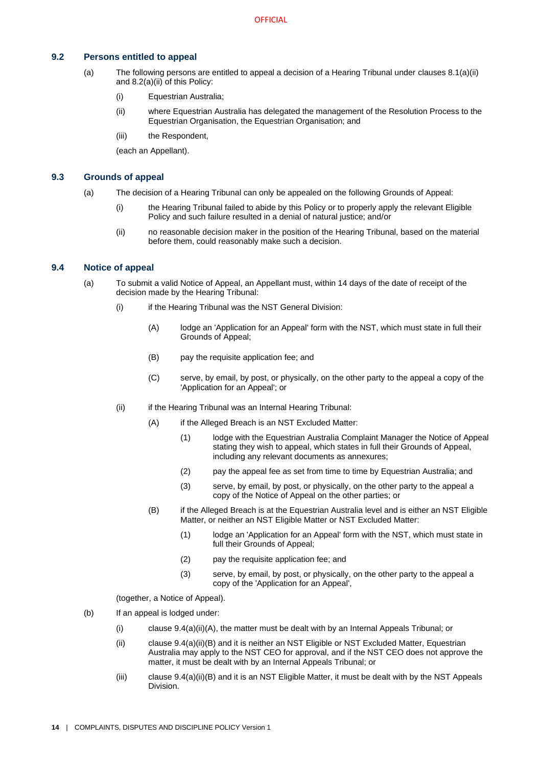### 9.2 Persons entitled to appeal

(a) The following persons are entitled to appeal a decision of a Hearing Tribunal under clauses 8.1(a)(ii) and 8.2(a)(ii) of this Policy:

(i) Equestrian Australia;

(ii) where Equestrian Australia has delegated the management of the Resolution Process to the Equestrian Organisation, the Equestrian Organisation; and

(iii) the Respondent,

(each an Appellant).

### 9.3 Grounds of appeal

(a) The decision of a Hearing Tribunal can only be appealed on the following Grounds of Appeal:

(i) the Hearing Tribunal failed to abide by this Policy or to properly apply the relevant Eligible Policy and such failure resulted in a denial of natural justice; and/or

(ii) no reasonable decision maker in the position of the Hearing Tribunal, based on the material before them, could reasonably make such a decision.

### 9.4 Notice of appeal

(a) To submit a valid Notice of Appeal, an Appellant must, within 14 days of the date of receipt of the decision made by the Hearing Tribunal:

(i) if the Hearing Tribunal was the NST General Division:

(A) lodge an 'Application for an Appeal' form with the NST, which must state in full their Grounds of Appeal;

(B) pay the requisite application fee; and

(C) serve, by email, by post, or physically, on the other party to the appeal a copy of the 'Application for an Appeal'; or

(ii) if the Hearing Tribunal was an Internal Hearing Tribunal:

(A) if the Alleged Breach is an NST Excluded Matter:

(1) lodge with the Equestrian Australia Complaint Manager the Notice of Appeal stating they wish to appeal, which states in full their Grounds of Appeal, including any relevant documents as annexures;

(2) pay the appeal fee as set from time to time by Equestrian Australia; and

(3) serve, by email, by post, or physically, on the other party to the appeal a copy of the Notice of Appeal on the other parties; or

(B) if the Alleged Breach is at the Equestrian Australia level and is either an NST Eligible Matter, or neither an NST Eligible Matter or NST Excluded Matter:

(1) lodge an 'Application for an Appeal' form with the NST, which must state in full their Grounds of Appeal;

(2) pay the requisite application fee; and

(3) serve, by email, by post, or physically, on the other party to the appeal a copy of the 'Application for an Appeal',

(together, a Notice of Appeal).

(b) If an appeal is lodged under:

(i) clause 9.4(a)(ii)(A), the matter must be dealt with by an Internal Appeals Tribunal; or

(ii) clause 9.4(a)(ii)(B) and it is neither an NST Eligible or NST Excluded Matter, Equestrian Australia may apply to the NST CEO for approval, and if the NST CEO does not approve the matter, it must be dealt with by an Internal Appeals Tribunal; or

(iii) clause 9.4(a)(ii)(B) and it is an NST Eligible Matter, it must be dealt with by the NST Appeals Division.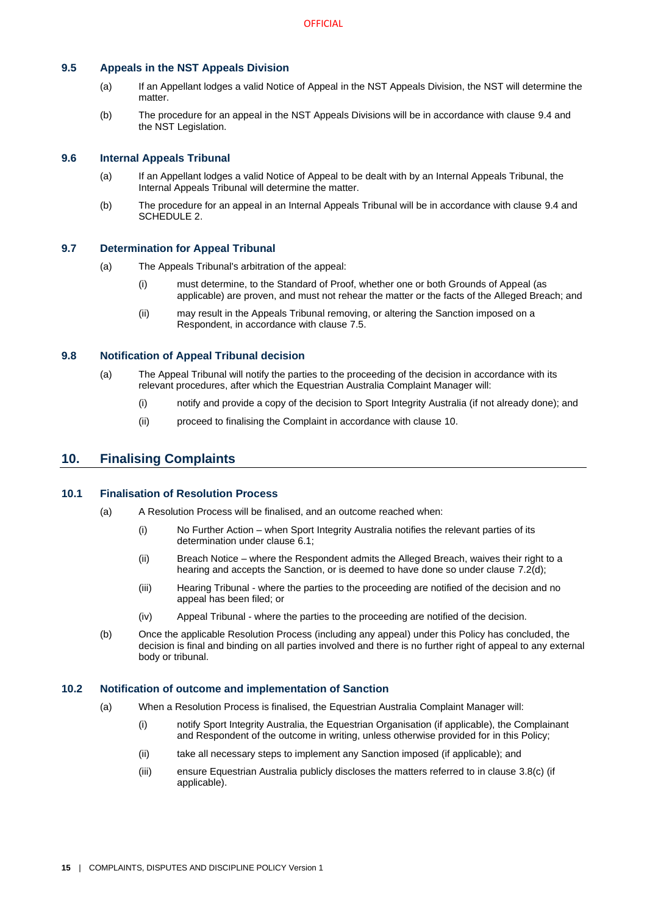### 9.5 Appeals in the NST Appeals Division

(a) If an Appellant lodges a valid Notice of Appeal in the NST Appeals Division, the NST will determine the matter.

(b) The procedure for an appeal in the NST Appeals Divisions will be in accordance with clause 9.4 and the NST Legislation.

### 9.6 Internal Appeals Tribunal

(a) If an Appellant lodges a valid Notice of Appeal to be dealt with by an Internal Appeals Tribunal, the Internal Appeals Tribunal will determine the matter.

(b) The procedure for an appeal in an Internal Appeals Tribunal will be in accordance with clause 9.4 and SCHEDULE 2.

### 9.7 Determination for Appeal Tribunal

(a) The Appeals Tribunal's arbitration of the appeal:

(i) must determine, to the Standard of Proof, whether one or both Grounds of Appeal (as applicable) are proven, and must not rehear the matter or the facts of the Alleged Breach; and

(ii) may result in the Appeals Tribunal removing, or altering the Sanction imposed on a Respondent, in accordance with clause 7.5.

### 9.8 Notification of Appeal Tribunal decision

(a) The Appeal Tribunal will notify the parties to the proceeding of the decision in accordance with its relevant procedures, after which the Equestrian Australia Complaint Manager will:

(i) notify and provide a copy of the decision to Sport Integrity Australia (if not already done); and

(ii) proceed to finalising the Complaint in accordance with clause 10.

## 10. Finalising Complaints

### 10.1 Finalisation of Resolution Process

(a) A Resolution Process will be finalised, and an outcome reached when:

(i) No Further Action – when Sport Integrity Australia notifies the relevant parties of its determination under clause 6.1;

(ii) Breach Notice – where the Respondent admits the Alleged Breach, waives their right to a hearing and accepts the Sanction, or is deemed to have done so under clause 7.2(d);

(iii) Hearing Tribunal - where the parties to the proceeding are notified of the decision and no appeal has been filed; or

(iv) Appeal Tribunal - where the parties to the proceeding are notified of the decision.

(b) Once the applicable Resolution Process (including any appeal) under this Policy has concluded, the decision is final and binding on all parties involved and there is no further right of appeal to any external body or tribunal.

### 10.2 Notification of outcome and implementation of Sanction

(a) When a Resolution Process is finalised, the Equestrian Australia Complaint Manager will:

(i) notify Sport Integrity Australia, the Equestrian Organisation (if applicable), the Complainant and Respondent of the outcome in writing, unless otherwise provided for in this Policy;

(ii) take all necessary steps to implement any Sanction imposed (if applicable); and

(iii) ensure Equestrian Australia publicly discloses the matters referred to in clause 3.8(c) (if applicable).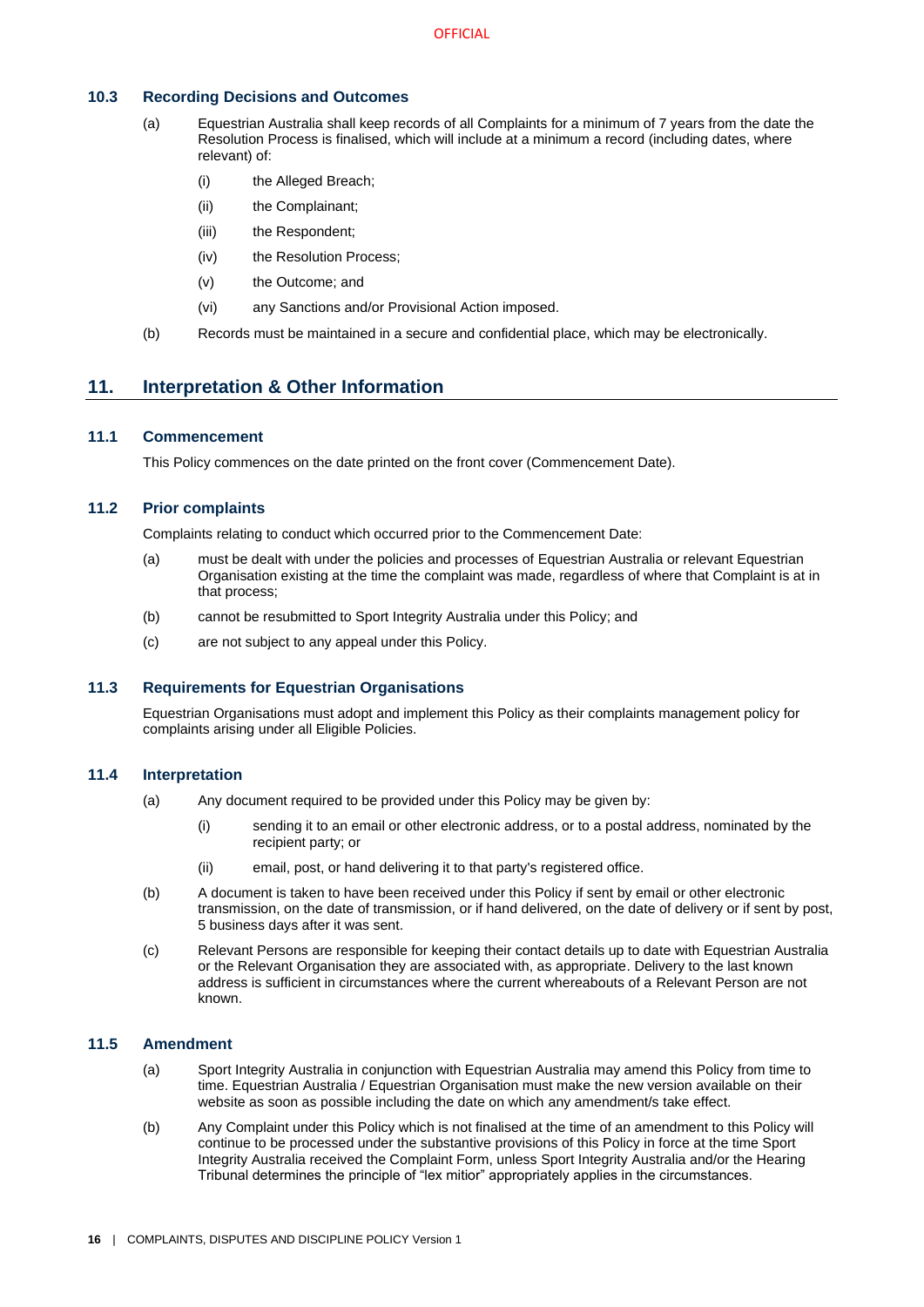### 10.3 Recording Decisions and Outcomes

(a) Equestrian Australia shall keep records of all Complaints for a minimum of 7 years from the date the Resolution Process is finalised, which will include at a minimum a record (including dates, where relevant) of:

  (i) the Alleged Breach;

  (ii) the Complainant;

  (iii) the Respondent;

  (iv) the Resolution Process;

  (v) the Outcome; and

  (vi) any Sanctions and/or Provisional Action imposed.

(b) Records must be maintained in a secure and confidential place, which may be electronically.

## 11. Interpretation & Other Information

### 11.1 Commencement

This Policy commences on the date printed on the front cover (Commencement Date).

### 11.2 Prior complaints

Complaints relating to conduct which occurred prior to the Commencement Date:

(a) must be dealt with under the policies and processes of Equestrian Australia or relevant Equestrian Organisation existing at the time the complaint was made, regardless of where that Complaint is at in that process;

(b) cannot be resubmitted to Sport Integrity Australia under this Policy; and

(c) are not subject to any appeal under this Policy.

### 11.3 Requirements for Equestrian Organisations

Equestrian Organisations must adopt and implement this Policy as their complaints management policy for complaints arising under all Eligible Policies.

### 11.4 Interpretation

(a) Any document required to be provided under this Policy may be given by:

  (i) sending it to an email or other electronic address, or to a postal address, nominated by the recipient party; or

  (ii) email, post, or hand delivering it to that party's registered office.

(b) A document is taken to have been received under this Policy if sent by email or other electronic transmission, on the date of transmission, or if hand delivered, on the date of delivery or if sent by post, 5 business days after it was sent.

(c) Relevant Persons are responsible for keeping their contact details up to date with Equestrian Australia or the Relevant Organisation they are associated with, as appropriate. Delivery to the last known address is sufficient in circumstances where the current whereabouts of a Relevant Person are not known.

### 11.5 Amendment

(a) Sport Integrity Australia in conjunction with Equestrian Australia may amend this Policy from time to time. Equestrian Australia / Equestrian Organisation must make the new version available on their website as soon as possible including the date on which any amendment/s take effect.

(b) Any Complaint under this Policy which is not finalised at the time of an amendment to this Policy will continue to be processed under the substantive provisions of this Policy in force at the time Sport Integrity Australia received the Complaint Form, unless Sport Integrity Australia and/or the Hearing Tribunal determines the principle of "lex mitior" appropriately applies in the circumstances.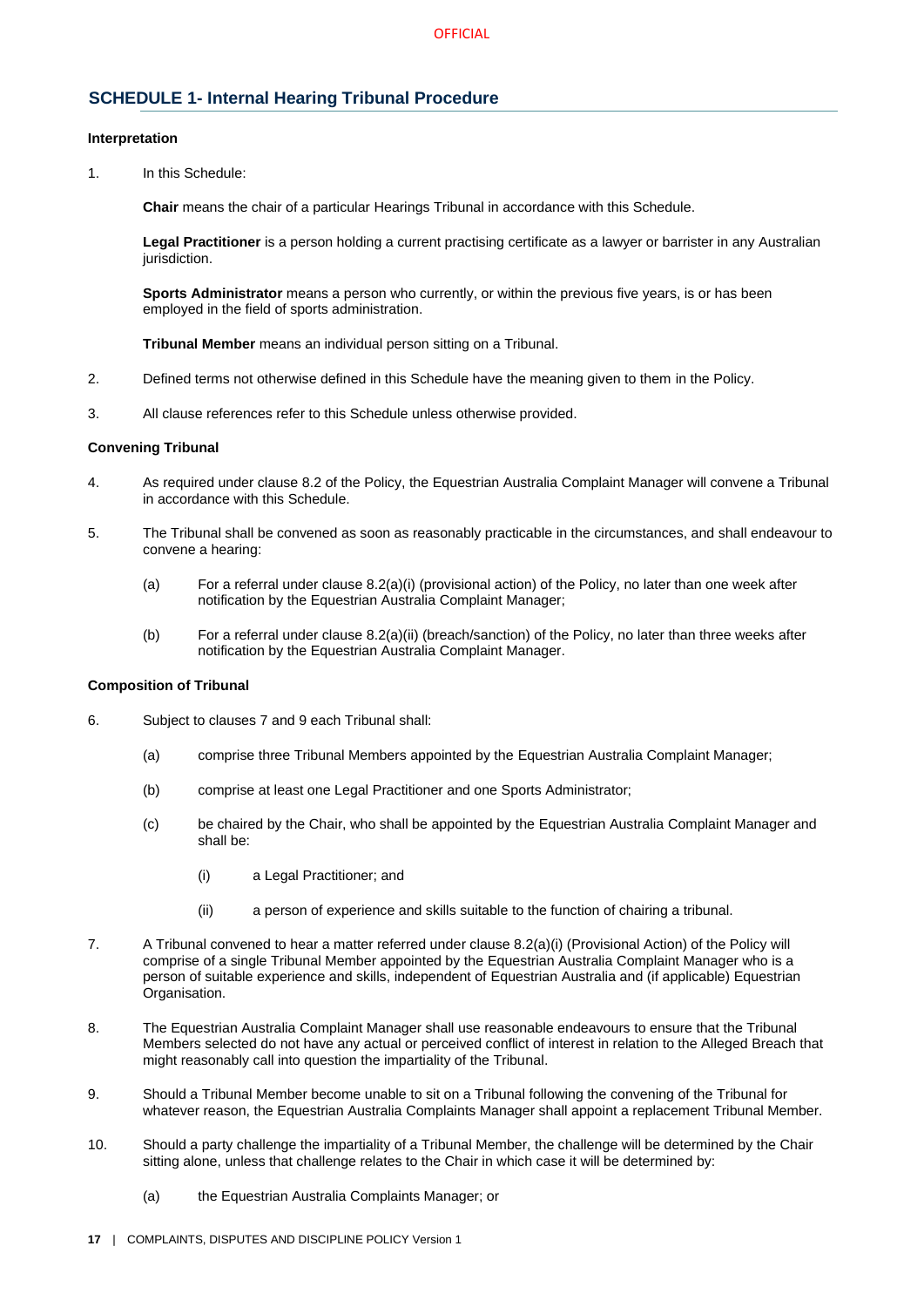## SCHEDULE 1- Internal Hearing Tribunal Procedure

**Interpretation**

1. In this Schedule:

   **Chair** means the chair of a particular Hearings Tribunal in accordance with this Schedule.

   **Legal Practitioner** is a person holding a current practising certificate as a lawyer or barrister in any Australian jurisdiction.

   **Sports Administrator** means a person who currently, or within the previous five years, is or has been employed in the field of sports administration.

   **Tribunal Member** means an individual person sitting on a Tribunal.

2. Defined terms not otherwise defined in this Schedule have the meaning given to them in the Policy.

3. All clause references refer to this Schedule unless otherwise provided.

**Convening Tribunal**

4. As required under clause 8.2 of the Policy, the Equestrian Australia Complaint Manager will convene a Tribunal in accordance with this Schedule.

5. The Tribunal shall be convened as soon as reasonably practicable in the circumstances, and shall endeavour to convene a hearing:

   (a) For a referral under clause 8.2(a)(i) (provisional action) of the Policy, no later than one week after notification by the Equestrian Australia Complaint Manager;

   (b) For a referral under clause 8.2(a)(ii) (breach/sanction) of the Policy, no later than three weeks after notification by the Equestrian Australia Complaint Manager.

**Composition of Tribunal**

6. Subject to clauses 7 and 9 each Tribunal shall:

   (a) comprise three Tribunal Members appointed by the Equestrian Australia Complaint Manager;

   (b) comprise at least one Legal Practitioner and one Sports Administrator;

   (c) be chaired by the Chair, who shall be appointed by the Equestrian Australia Complaint Manager and shall be:

      (i) a Legal Practitioner; and

      (ii) a person of experience and skills suitable to the function of chairing a tribunal.

7. A Tribunal convened to hear a matter referred under clause 8.2(a)(i) (Provisional Action) of the Policy will comprise of a single Tribunal Member appointed by the Equestrian Australia Complaint Manager who is a person of suitable experience and skills, independent of Equestrian Australia and (if applicable) Equestrian Organisation.

8. The Equestrian Australia Complaint Manager shall use reasonable endeavours to ensure that the Tribunal Members selected do not have any actual or perceived conflict of interest in relation to the Alleged Breach that might reasonably call into question the impartiality of the Tribunal.

9. Should a Tribunal Member become unable to sit on a Tribunal following the convening of the Tribunal for whatever reason, the Equestrian Australia Complaints Manager shall appoint a replacement Tribunal Member.

10. Should a party challenge the impartiality of a Tribunal Member, the challenge will be determined by the Chair sitting alone, unless that challenge relates to the Chair in which case it will be determined by:

    (a) the Equestrian Australia Complaints Manager; or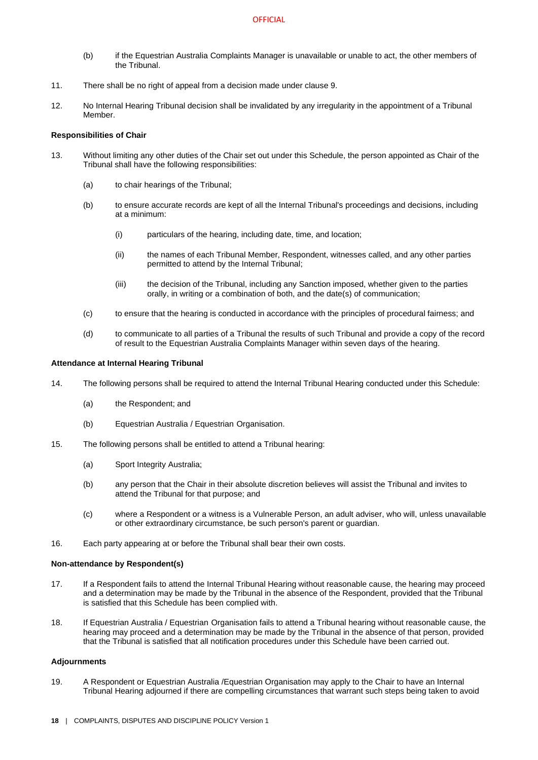(b) if the Equestrian Australia Complaints Manager is unavailable or unable to act, the other members of the Tribunal.

11. There shall be no right of appeal from a decision made under clause 9.

12. No Internal Hearing Tribunal decision shall be invalidated by any irregularity in the appointment of a Tribunal Member.

**Responsibilities of Chair**

13. Without limiting any other duties of the Chair set out under this Schedule, the person appointed as Chair of the Tribunal shall have the following responsibilities:

    (a) to chair hearings of the Tribunal;

    (b) to ensure accurate records are kept of all the Internal Tribunal's proceedings and decisions, including at a minimum:

        (i) particulars of the hearing, including date, time, and location;

        (ii) the names of each Tribunal Member, Respondent, witnesses called, and any other parties permitted to attend by the Internal Tribunal;

        (iii) the decision of the Tribunal, including any Sanction imposed, whether given to the parties orally, in writing or a combination of both, and the date(s) of communication;

    (c) to ensure that the hearing is conducted in accordance with the principles of procedural fairness; and

    (d) to communicate to all parties of a Tribunal the results of such Tribunal and provide a copy of the record of result to the Equestrian Australia Complaints Manager within seven days of the hearing.

**Attendance at Internal Hearing Tribunal**

14. The following persons shall be required to attend the Internal Tribunal Hearing conducted under this Schedule:

    (a) the Respondent; and

    (b) Equestrian Australia / Equestrian Organisation.

15. The following persons shall be entitled to attend a Tribunal hearing:

    (a) Sport Integrity Australia;

    (b) any person that the Chair in their absolute discretion believes will assist the Tribunal and invites to attend the Tribunal for that purpose; and

    (c) where a Respondent or a witness is a Vulnerable Person, an adult adviser, who will, unless unavailable or other extraordinary circumstance, be such person's parent or guardian.

16. Each party appearing at or before the Tribunal shall bear their own costs.

**Non-attendance by Respondent(s)**

17. If a Respondent fails to attend the Internal Tribunal Hearing without reasonable cause, the hearing may proceed and a determination may be made by the Tribunal in the absence of the Respondent, provided that the Tribunal is satisfied that this Schedule has been complied with.

18. If Equestrian Australia / Equestrian Organisation fails to attend a Tribunal hearing without reasonable cause, the hearing may proceed and a determination may be made by the Tribunal in the absence of that person, provided that the Tribunal is satisfied that all notification procedures under this Schedule have been carried out.

**Adjournments**

19. A Respondent or Equestrian Australia /Equestrian Organisation may apply to the Chair to have an Internal Tribunal Hearing adjourned if there are compelling circumstances that warrant such steps being taken to avoid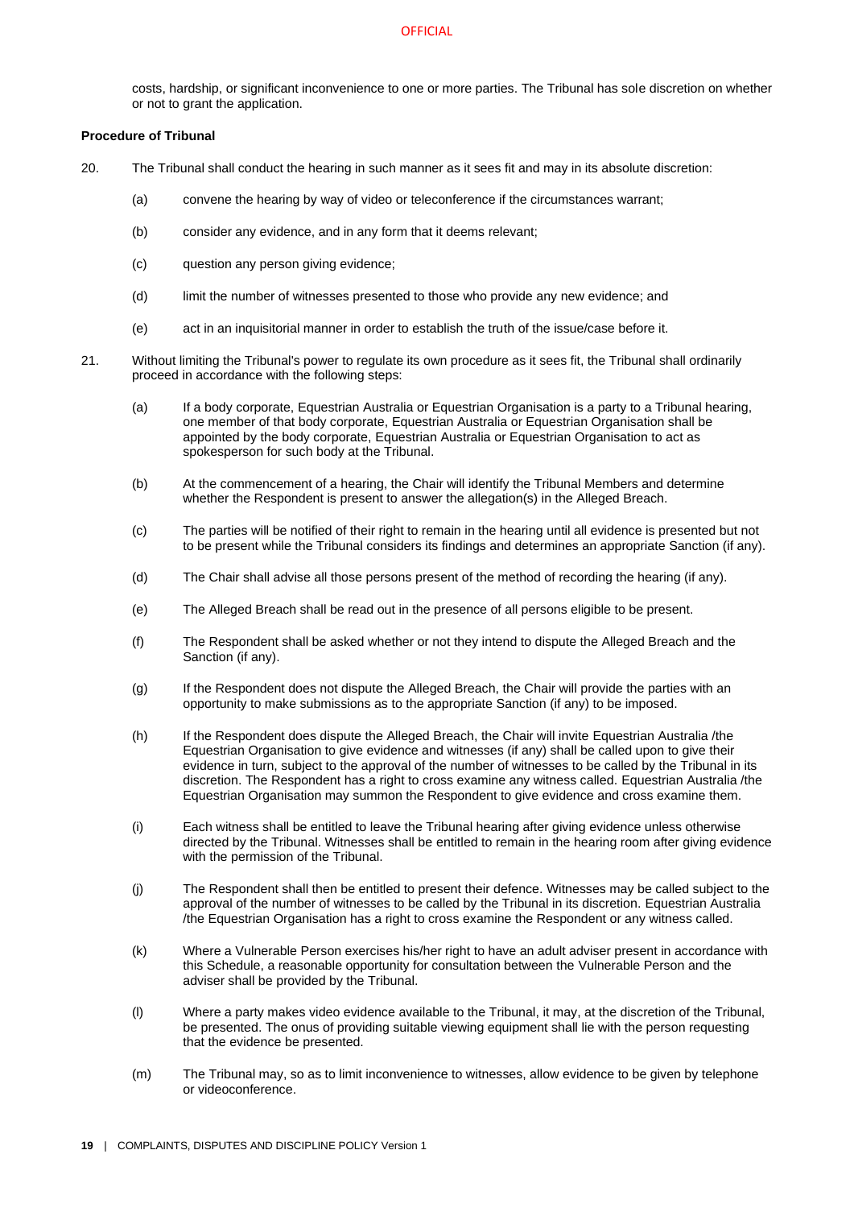costs, hardship, or significant inconvenience to one or more parties. The Tribunal has sole discretion on whether or not to grant the application.

**Procedure of Tribunal**

20. The Tribunal shall conduct the hearing in such manner as it sees fit and may in its absolute discretion:

    (a) convene the hearing by way of video or teleconference if the circumstances warrant;

    (b) consider any evidence, and in any form that it deems relevant;

    (c) question any person giving evidence;

    (d) limit the number of witnesses presented to those who provide any new evidence; and

    (e) act in an inquisitorial manner in order to establish the truth of the issue/case before it.

21. Without limiting the Tribunal's power to regulate its own procedure as it sees fit, the Tribunal shall ordinarily proceed in accordance with the following steps:

    (a) If a body corporate, Equestrian Australia or Equestrian Organisation is a party to a Tribunal hearing, one member of that body corporate, Equestrian Australia or Equestrian Organisation shall be appointed by the body corporate, Equestrian Australia or Equestrian Organisation to act as spokesperson for such body at the Tribunal.

    (b) At the commencement of a hearing, the Chair will identify the Tribunal Members and determine whether the Respondent is present to answer the allegation(s) in the Alleged Breach.

    (c) The parties will be notified of their right to remain in the hearing until all evidence is presented but not to be present while the Tribunal considers its findings and determines an appropriate Sanction (if any).

    (d) The Chair shall advise all those persons present of the method of recording the hearing (if any).

    (e) The Alleged Breach shall be read out in the presence of all persons eligible to be present.

    (f) The Respondent shall be asked whether or not they intend to dispute the Alleged Breach and the Sanction (if any).

    (g) If the Respondent does not dispute the Alleged Breach, the Chair will provide the parties with an opportunity to make submissions as to the appropriate Sanction (if any) to be imposed.

    (h) If the Respondent does dispute the Alleged Breach, the Chair will invite Equestrian Australia /the Equestrian Organisation to give evidence and witnesses (if any) shall be called upon to give their evidence in turn, subject to the approval of the number of witnesses to be called by the Tribunal in its discretion. The Respondent has a right to cross examine any witness called. Equestrian Australia /the Equestrian Organisation may summon the Respondent to give evidence and cross examine them.

    (i) Each witness shall be entitled to leave the Tribunal hearing after giving evidence unless otherwise directed by the Tribunal. Witnesses shall be entitled to remain in the hearing room after giving evidence with the permission of the Tribunal.

    (j) The Respondent shall then be entitled to present their defence. Witnesses may be called subject to the approval of the number of witnesses to be called by the Tribunal in its discretion. Equestrian Australia /the Equestrian Organisation has a right to cross examine the Respondent or any witness called.

    (k) Where a Vulnerable Person exercises his/her right to have an adult adviser present in accordance with this Schedule, a reasonable opportunity for consultation between the Vulnerable Person and the adviser shall be provided by the Tribunal.

    (l) Where a party makes video evidence available to the Tribunal, it may, at the discretion of the Tribunal, be presented. The onus of providing suitable viewing equipment shall lie with the person requesting that the evidence be presented.

    (m) The Tribunal may, so as to limit inconvenience to witnesses, allow evidence to be given by telephone or videoconference.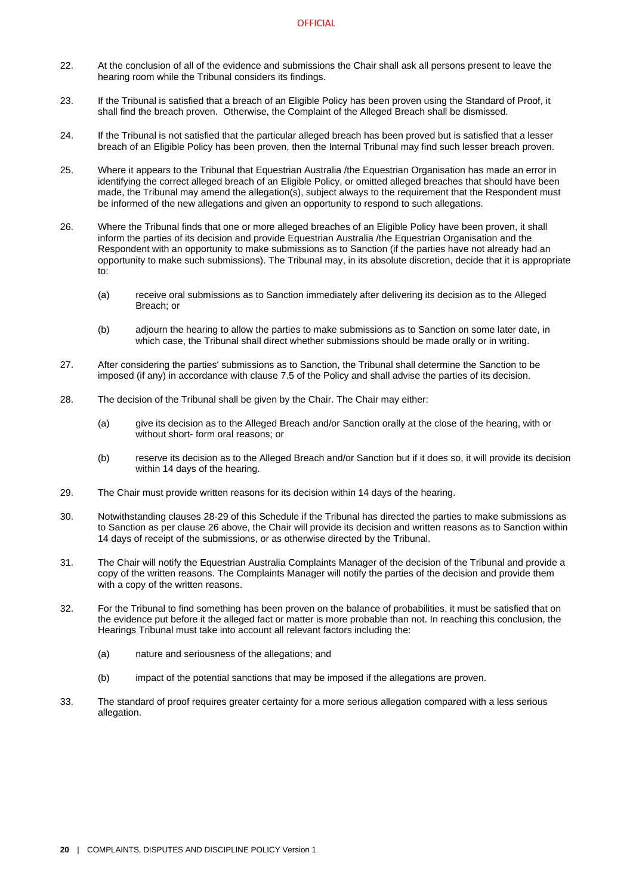22. At the conclusion of all of the evidence and submissions the Chair shall ask all persons present to leave the hearing room while the Tribunal considers its findings.

23. If the Tribunal is satisfied that a breach of an Eligible Policy has been proven using the Standard of Proof, it shall find the breach proven. Otherwise, the Complaint of the Alleged Breach shall be dismissed.

24. If the Tribunal is not satisfied that the particular alleged breach has been proved but is satisfied that a lesser breach of an Eligible Policy has been proven, then the Internal Tribunal may find such lesser breach proven.

25. Where it appears to the Tribunal that Equestrian Australia /the Equestrian Organisation has made an error in identifying the correct alleged breach of an Eligible Policy, or omitted alleged breaches that should have been made, the Tribunal may amend the allegation(s), subject always to the requirement that the Respondent must be informed of the new allegations and given an opportunity to respond to such allegations.

26. Where the Tribunal finds that one or more alleged breaches of an Eligible Policy have been proven, it shall inform the parties of its decision and provide Equestrian Australia /the Equestrian Organisation and the Respondent with an opportunity to make submissions as to Sanction (if the parties have not already had an opportunity to make such submissions). The Tribunal may, in its absolute discretion, decide that it is appropriate to:

    (a) receive oral submissions as to Sanction immediately after delivering its decision as to the Alleged Breach; or

    (b) adjourn the hearing to allow the parties to make submissions as to Sanction on some later date, in which case, the Tribunal shall direct whether submissions should be made orally or in writing.

27. After considering the parties' submissions as to Sanction, the Tribunal shall determine the Sanction to be imposed (if any) in accordance with clause 7.5 of the Policy and shall advise the parties of its decision.

28. The decision of the Tribunal shall be given by the Chair. The Chair may either:

    (a) give its decision as to the Alleged Breach and/or Sanction orally at the close of the hearing, with or without short- form oral reasons; or

    (b) reserve its decision as to the Alleged Breach and/or Sanction but if it does so, it will provide its decision within 14 days of the hearing.

29. The Chair must provide written reasons for its decision within 14 days of the hearing.

30. Notwithstanding clauses 28-29 of this Schedule if the Tribunal has directed the parties to make submissions as to Sanction as per clause 26 above, the Chair will provide its decision and written reasons as to Sanction within 14 days of receipt of the submissions, or as otherwise directed by the Tribunal.

31. The Chair will notify the Equestrian Australia Complaints Manager of the decision of the Tribunal and provide a copy of the written reasons. The Complaints Manager will notify the parties of the decision and provide them with a copy of the written reasons.

32. For the Tribunal to find something has been proven on the balance of probabilities, it must be satisfied that on the evidence put before it the alleged fact or matter is more probable than not. In reaching this conclusion, the Hearings Tribunal must take into account all relevant factors including the:

    (a) nature and seriousness of the allegations; and

    (b) impact of the potential sanctions that may be imposed if the allegations are proven.

33. The standard of proof requires greater certainty for a more serious allegation compared with a less serious allegation.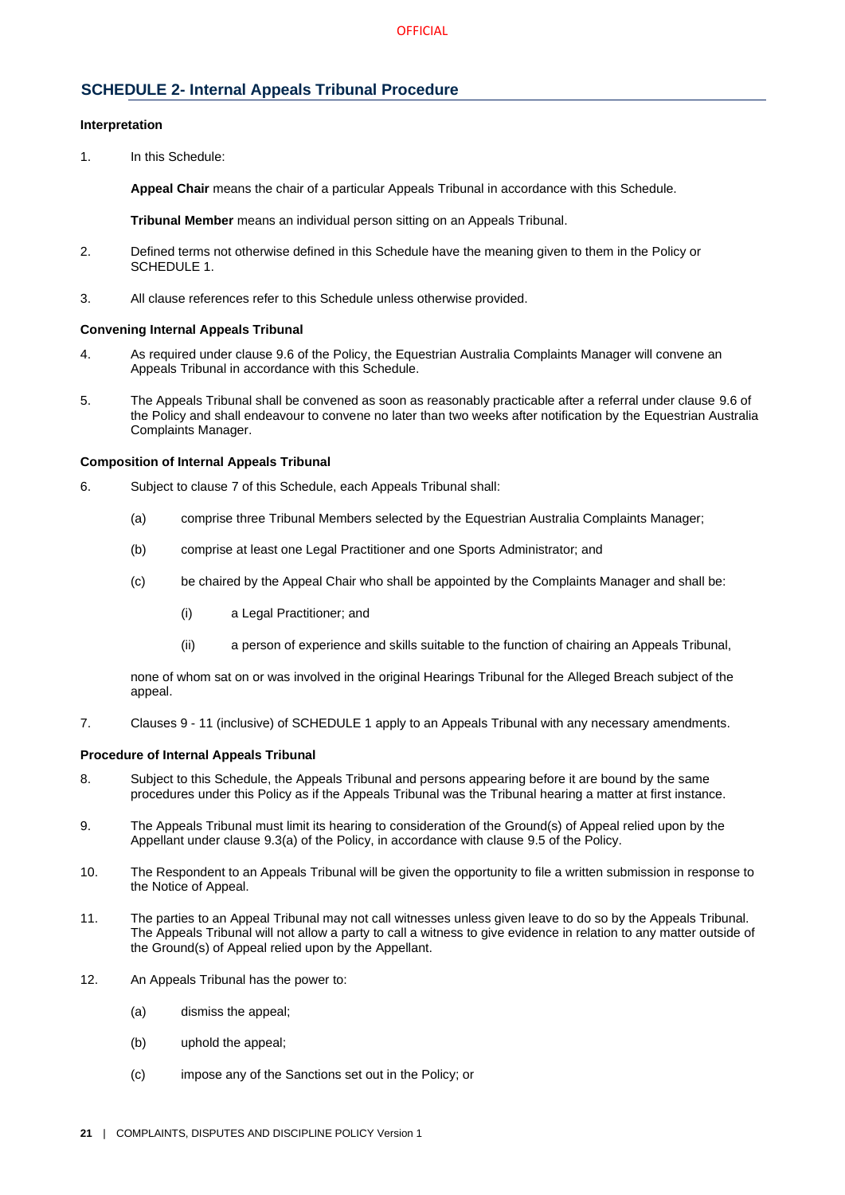## SCHEDULE 2- Internal Appeals Tribunal Procedure

**Interpretation**

1. In this Schedule:

   **Appeal Chair** means the chair of a particular Appeals Tribunal in accordance with this Schedule.

   **Tribunal Member** means an individual person sitting on an Appeals Tribunal.

2. Defined terms not otherwise defined in this Schedule have the meaning given to them in the Policy or SCHEDULE 1.

3. All clause references refer to this Schedule unless otherwise provided.

**Convening Internal Appeals Tribunal**

4. As required under clause 9.6 of the Policy, the Equestrian Australia Complaints Manager will convene an Appeals Tribunal in accordance with this Schedule.

5. The Appeals Tribunal shall be convened as soon as reasonably practicable after a referral under clause 9.6 of the Policy and shall endeavour to convene no later than two weeks after notification by the Equestrian Australia Complaints Manager.

**Composition of Internal Appeals Tribunal**

6. Subject to clause 7 of this Schedule, each Appeals Tribunal shall:

   (a) comprise three Tribunal Members selected by the Equestrian Australia Complaints Manager;

   (b) comprise at least one Legal Practitioner and one Sports Administrator; and

   (c) be chaired by the Appeal Chair who shall be appointed by the Complaints Manager and shall be:

      (i) a Legal Practitioner; and

      (ii) a person of experience and skills suitable to the function of chairing an Appeals Tribunal,

   none of whom sat on or was involved in the original Hearings Tribunal for the Alleged Breach subject of the appeal.

7. Clauses 9 - 11 (inclusive) of SCHEDULE 1 apply to an Appeals Tribunal with any necessary amendments.

**Procedure of Internal Appeals Tribunal**

8. Subject to this Schedule, the Appeals Tribunal and persons appearing before it are bound by the same procedures under this Policy as if the Appeals Tribunal was the Tribunal hearing a matter at first instance.

9. The Appeals Tribunal must limit its hearing to consideration of the Ground(s) of Appeal relied upon by the Appellant under clause 9.3(a) of the Policy, in accordance with clause 9.5 of the Policy.

10. The Respondent to an Appeals Tribunal will be given the opportunity to file a written submission in response to the Notice of Appeal.

11. The parties to an Appeal Tribunal may not call witnesses unless given leave to do so by the Appeals Tribunal. The Appeals Tribunal will not allow a party to call a witness to give evidence in relation to any matter outside of the Ground(s) of Appeal relied upon by the Appellant.

12. An Appeals Tribunal has the power to:

   (a) dismiss the appeal;

   (b) uphold the appeal;

   (c) impose any of the Sanctions set out in the Policy; or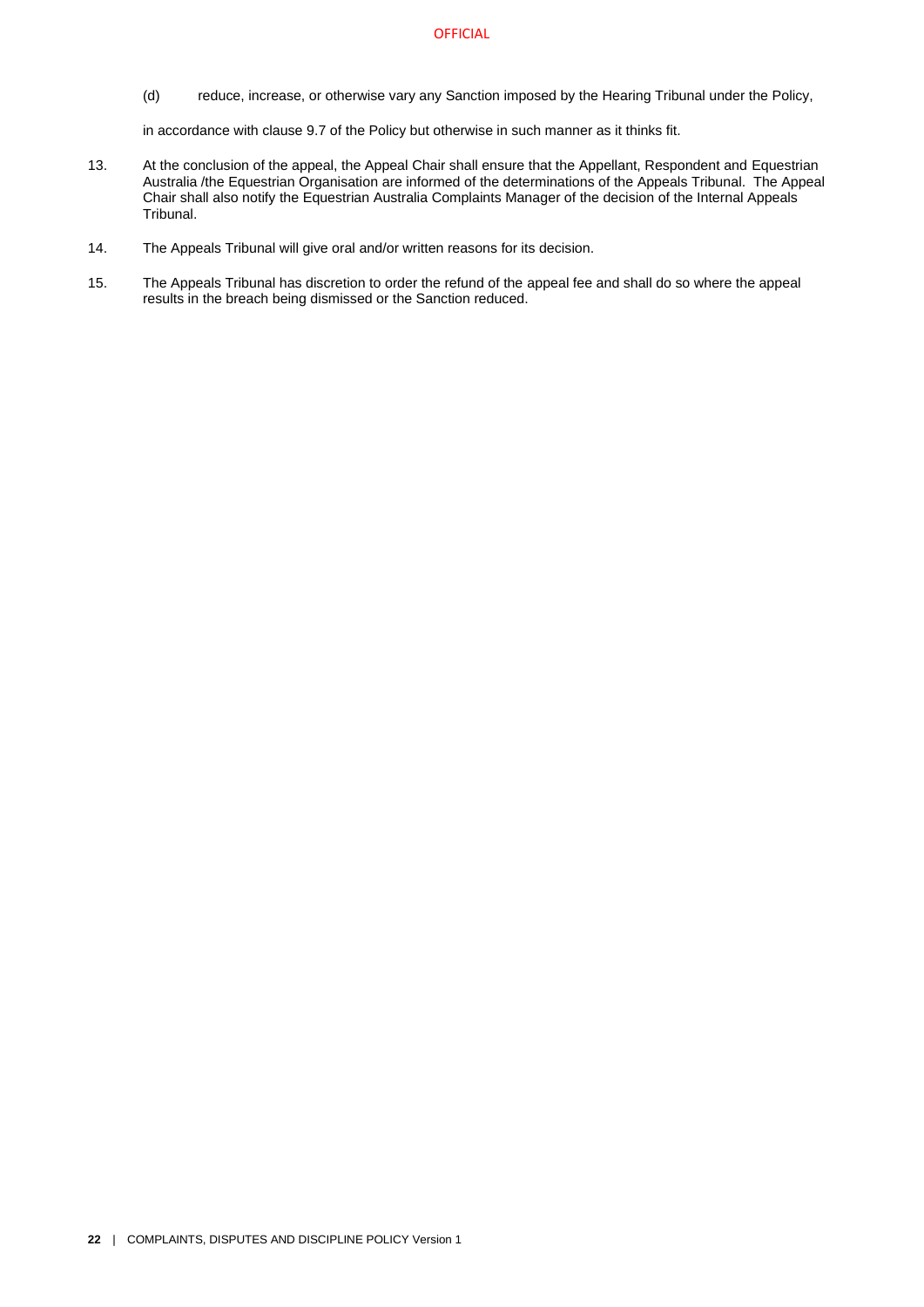(d) reduce, increase, or otherwise vary any Sanction imposed by the Hearing Tribunal under the Policy,

in accordance with clause 9.7 of the Policy but otherwise in such manner as it thinks fit.

13. At the conclusion of the appeal, the Appeal Chair shall ensure that the Appellant, Respondent and Equestrian Australia /the Equestrian Organisation are informed of the determinations of the Appeals Tribunal. The Appeal Chair shall also notify the Equestrian Australia Complaints Manager of the decision of the Internal Appeals Tribunal.

14. The Appeals Tribunal will give oral and/or written reasons for its decision.

15. The Appeals Tribunal has discretion to order the refund of the appeal fee and shall do so where the appeal results in the breach being dismissed or the Sanction reduced.